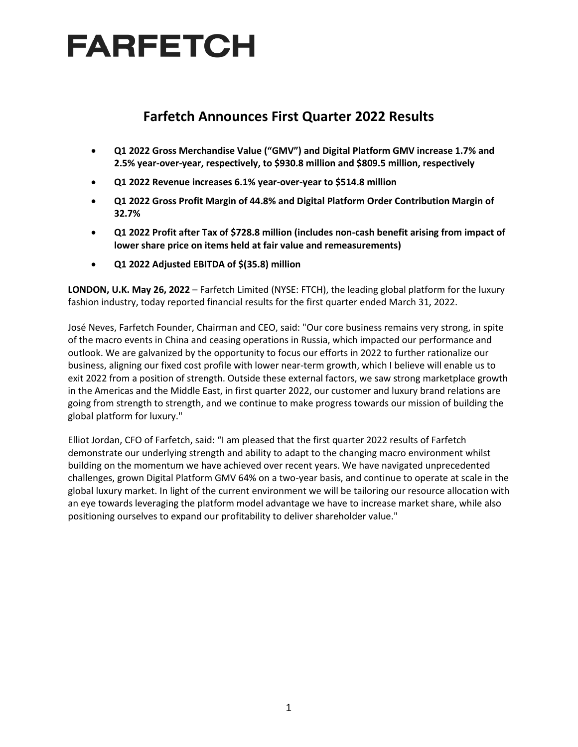# FARFETCH

## Farfetch Announces First Quarter 2022 Results

- **Q1 2022 Gross Merchandise Value ("GMV") and Digital Platform GMV increase 1.7% and 2.5% year-over-year, respectively, to $930.8 million and $809.5 million, respectively**
- **Q1 2022 Revenue increases 6.1% year-over-year to $514.8 million**
- **Q1 2022 Gross Profit Margin of 44.8% and Digital Platform Order Contribution Margin of 32.7%**
- **Q1 2022 Profit after Tax of $728.8 million (includes non-cash benefit arising from impact of lower share price on items held at fair value and remeasurements)**
- **Q1 2022 Adjusted EBITDA of $(35.8) million**

**LONDON, U.K. May 26, 2022** – Farfetch Limited (NYSE: FTCH), the leading global platform for the luxury fashion industry, today reported financial results for the first quarter ended March 31, 2022.

José Neves, Farfetch Founder, Chairman and CEO, said: "Our core business remains very strong, in spite of the macro events in China and ceasing operations in Russia, which impacted our performance and outlook. We are galvanized by the opportunity to focus our efforts in 2022 to further rationalize our business, aligning our fixed cost profile with lower near-term growth, which I believe will enable us to exit 2022 from a position of strength. Outside these external factors, we saw strong marketplace growth in the Americas and the Middle East, in first quarter 2022, our customer and luxury brand relations are going from strength to strength, and we continue to make progress towards our mission of building the global platform for luxury."

Elliot Jordan, CFO of Farfetch, said: "I am pleased that the first quarter 2022 results of Farfetch demonstrate our underlying strength and ability to adapt to the changing macro environment whilst building on the momentum we have achieved over recent years. We have navigated unprecedented challenges, grown Digital Platform GMV 64% on a two-year basis, and continue to operate at scale in the global luxury market. In light of the current environment we will be tailoring our resource allocation with an eye towards leveraging the platform model advantage we have to increase market share, while also positioning ourselves to expand our profitability to deliver shareholder value."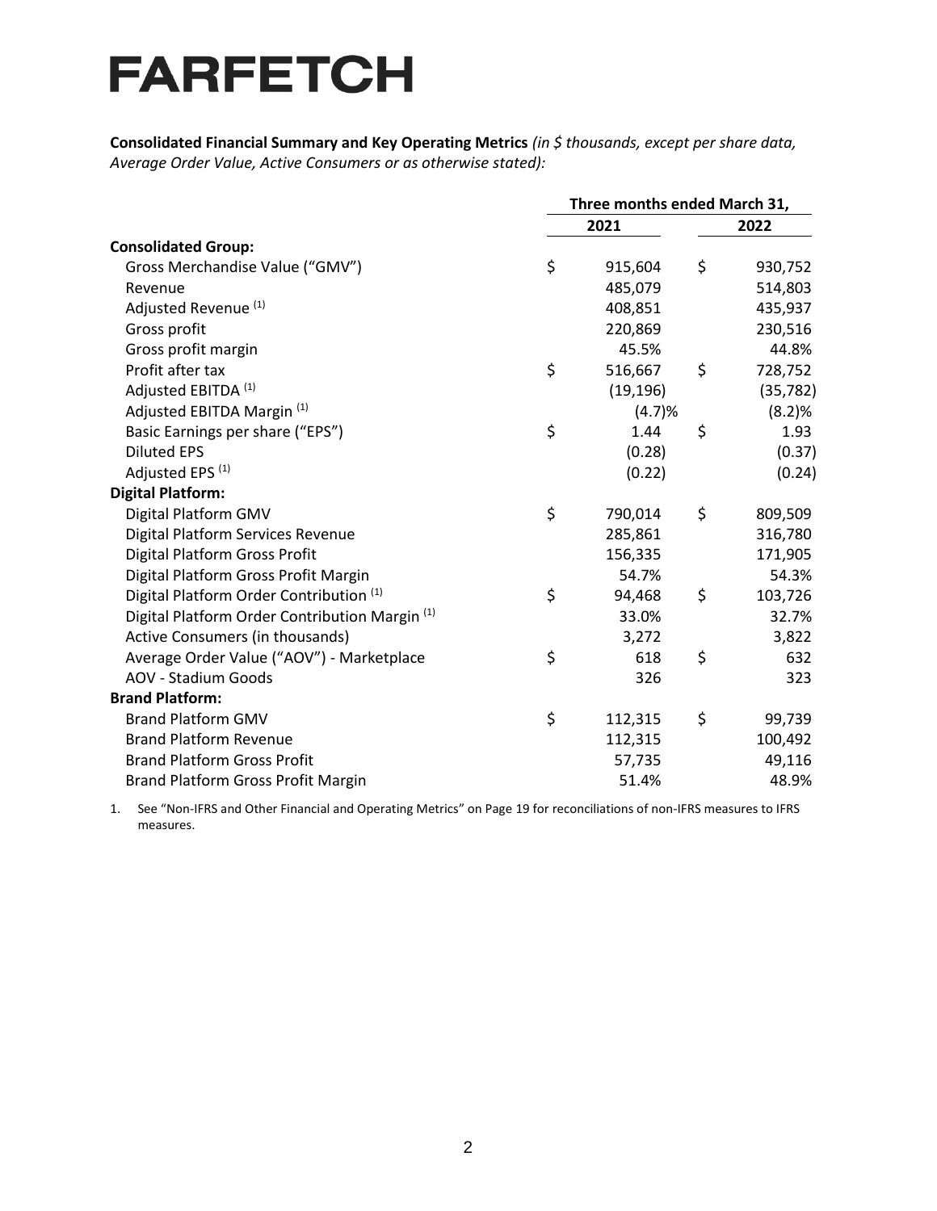# FARFETCH

**Consolidated Financial Summary and Key Operating Metrics** *(in $ thousands, except per share data, Average Order Value, Active Consumers or as otherwise stated):*

| | Three months ended March 31, | |
|---|---|---|
| | 2021 | 2022 |
| **Consolidated Group:** | | |
| Gross Merchandise Value ("GMV") | $ 915,604 | $ 930,752 |
| Revenue | 485,079 | 514,803 |
| Adjusted Revenue [(1)] | 408,851 | 435,937 |
| Gross profit | 220,869 | 230,516 |
| Gross profit margin | 45.5% | 44.8% |
| Profit after tax | $ 516,667 | $ 728,752 |
| Adjusted EBITDA [(1)] | (19,196) | (35,782) |
| Adjusted EBITDA Margin [(1)] | (4.7)% | (8.2)% |
| Basic Earnings per share ("EPS") | $ 1.44 | $ 1.93 |
| Diluted EPS | (0.28) | (0.37) |
| Adjusted EPS [(1)] | (0.22) | (0.24) |
| **Digital Platform:** | | |
| Digital Platform GMV | $ 790,014 | $ 809,509 |
| Digital Platform Services Revenue | 285,861 | 316,780 |
| Digital Platform Gross Profit | 156,335 | 171,905 |
| Digital Platform Gross Profit Margin | 54.7% | 54.3% |
| Digital Platform Order Contribution [(1)] | $ 94,468 | $ 103,726 |
| Digital Platform Order Contribution Margin [(1)] | 33.0% | 32.7% |
| Active Consumers (in thousands) | 3,272 | 3,822 |
| Average Order Value ("AOV") - Marketplace | $ 618 | $ 632 |
| AOV - Stadium Goods | 326 | 323 |
| **Brand Platform:** | | |
| Brand Platform GMV | $ 112,315 | $ 99,739 |
| Brand Platform Revenue | 112,315 | 100,492 |
| Brand Platform Gross Profit | 57,735 | 49,116 |
| Brand Platform Gross Profit Margin | 51.4% | 48.9% |

1. See "Non-IFRS and Other Financial and Operating Metrics" on Page 19 for reconciliations of non-IFRS measures to IFRS measures.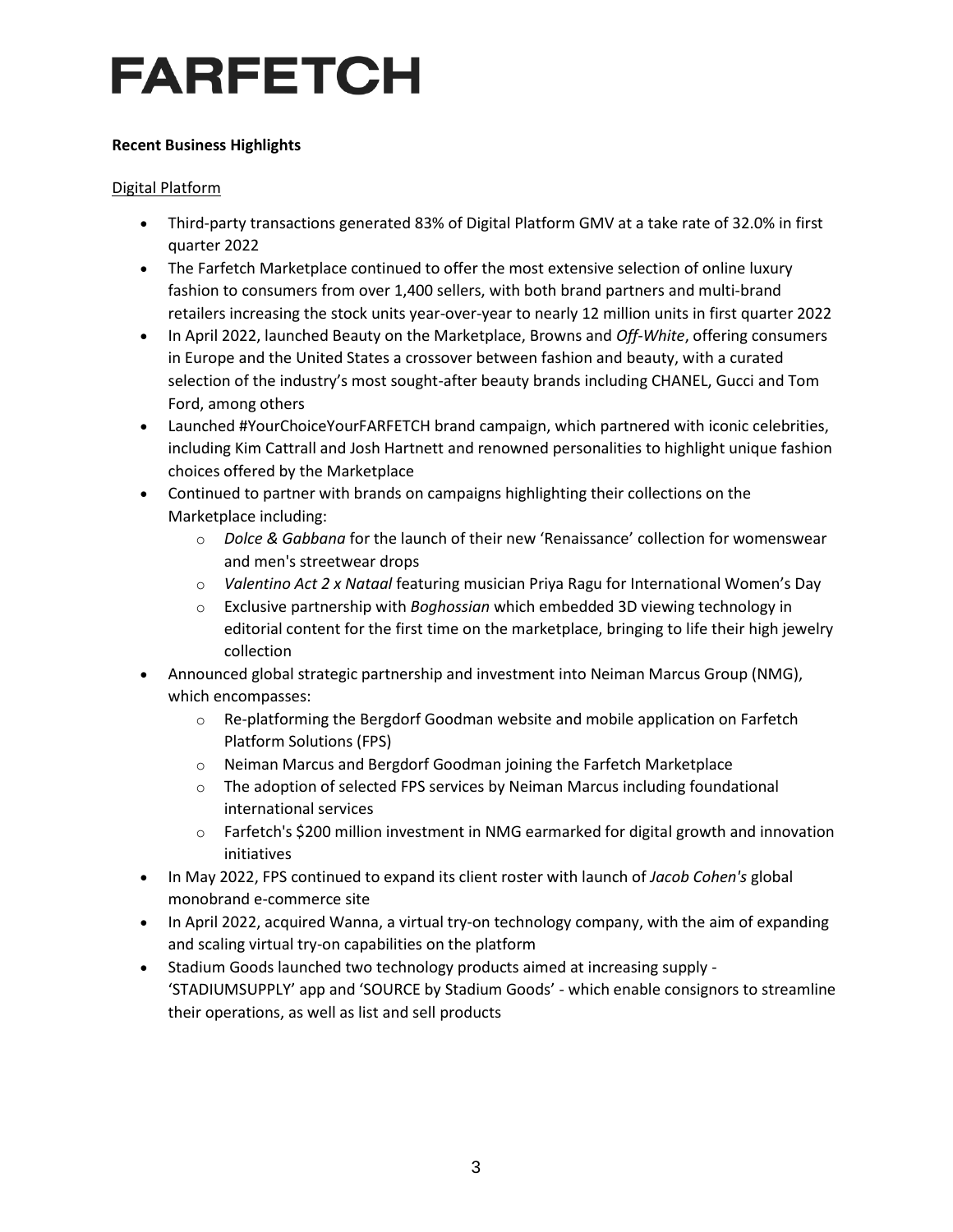# FARFETCH

**Recent Business Highlights**

Digital Platform

- Third-party transactions generated 83% of Digital Platform GMV at a take rate of 32.0% in first quarter 2022
- The Farfetch Marketplace continued to offer the most extensive selection of online luxury fashion to consumers from over 1,400 sellers, with both brand partners and multi-brand retailers increasing the stock units year-over-year to nearly 12 million units in first quarter 2022
- In April 2022, launched Beauty on the Marketplace, Browns and *Off-White*, offering consumers in Europe and the United States a crossover between fashion and beauty, with a curated selection of the industry's most sought-after beauty brands including CHANEL, Gucci and Tom Ford, among others
- Launched #YourChoiceYourFARFETCH brand campaign, which partnered with iconic celebrities, including Kim Cattrall and Josh Hartnett and renowned personalities to highlight unique fashion choices offered by the Marketplace
- Continued to partner with brands on campaigns highlighting their collections on the Marketplace including:
  - *Dolce & Gabbana* for the launch of their new 'Renaissance' collection for womenswear and men's streetwear drops
  - *Valentino Act 2 x Nataal* featuring musician Priya Ragu for International Women's Day
  - Exclusive partnership with *Boghossian* which embedded 3D viewing technology in editorial content for the first time on the marketplace, bringing to life their high jewelry collection
- Announced global strategic partnership and investment into Neiman Marcus Group (NMG), which encompasses:
  - Re-platforming the Bergdorf Goodman website and mobile application on Farfetch Platform Solutions (FPS)
  - Neiman Marcus and Bergdorf Goodman joining the Farfetch Marketplace
  - The adoption of selected FPS services by Neiman Marcus including foundational international services
  - Farfetch's $200 million investment in NMG earmarked for digital growth and innovation initiatives
- In May 2022, FPS continued to expand its client roster with launch of *Jacob Cohen's* global monobrand e-commerce site
- In April 2022, acquired Wanna, a virtual try-on technology company, with the aim of expanding and scaling virtual try-on capabilities on the platform
- Stadium Goods launched two technology products aimed at increasing supply - 'STADIUMSUPPLY' app and 'SOURCE by Stadium Goods' - which enable consignors to streamline their operations, as well as list and sell products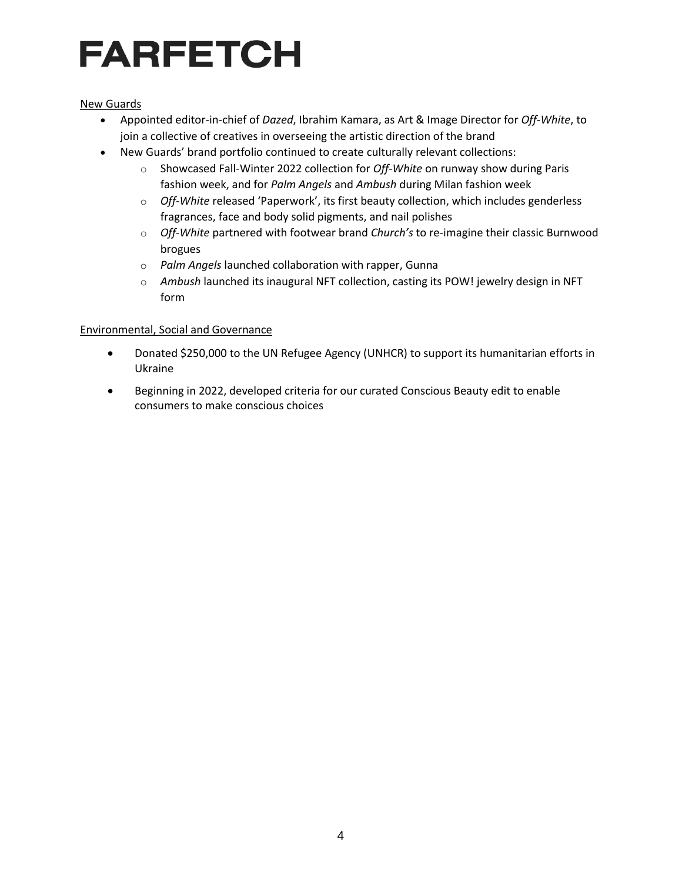New Guards

- Appointed editor-in-chief of *Dazed*, Ibrahim Kamara, as Art & Image Director for *Off-White*, to join a collective of creatives in overseeing the artistic direction of the brand
- New Guards' brand portfolio continued to create culturally relevant collections:
  - Showcased Fall-Winter 2022 collection for *Off-White* on runway show during Paris fashion week, and for *Palm Angels* and *Ambush* during Milan fashion week
  - *Off-White* released 'Paperwork', its first beauty collection, which includes genderless fragrances, face and body solid pigments, and nail polishes
  - *Off-White* partnered with footwear brand *Church's* to re-imagine their classic Burnwood brogues
  - *Palm Angels* launched collaboration with rapper, Gunna
  - *Ambush* launched its inaugural NFT collection, casting its POW! jewelry design in NFT form

Environmental, Social and Governance

- Donated $250,000 to the UN Refugee Agency (UNHCR) to support its humanitarian efforts in Ukraine
- Beginning in 2022, developed criteria for our curated Conscious Beauty edit to enable consumers to make conscious choices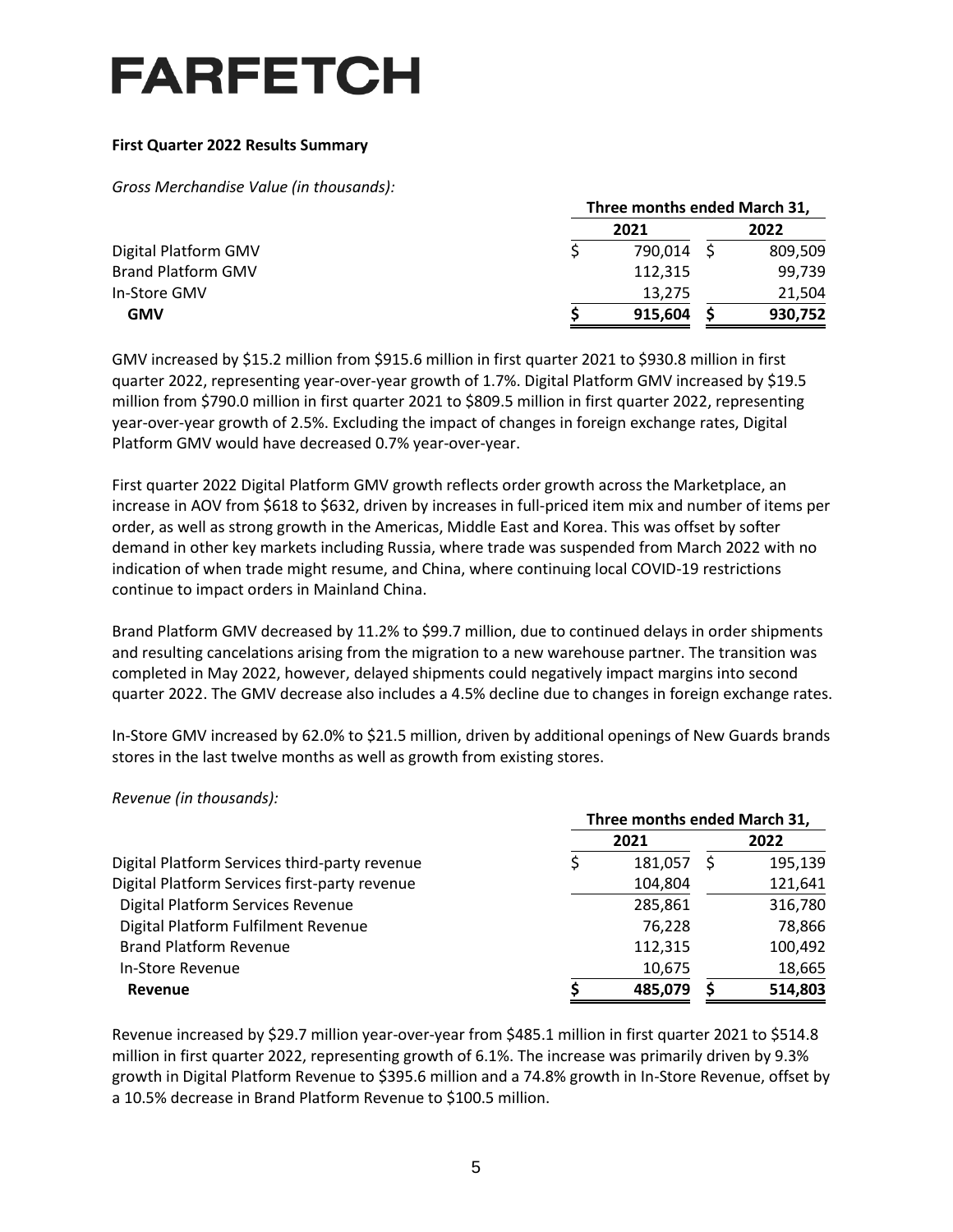# FARFETCH

**First Quarter 2022 Results Summary**

*Gross Merchandise Value (in thousands):*

| | Three months ended March 31, | |
|---|---|---|
| | 2021 | 2022 |
| Digital Platform GMV | $ 790,014 | $ 809,509 |
| Brand Platform GMV | 112,315 | 99,739 |
| In-Store GMV | 13,275 | 21,504 |
| **GMV** | **$ 915,604** | **$ 930,752** |

GMV increased by $15.2 million from $915.6 million in first quarter 2021 to $930.8 million in first quarter 2022, representing year-over-year growth of 1.7%. Digital Platform GMV increased by $19.5 million from $790.0 million in first quarter 2021 to $809.5 million in first quarter 2022, representing year-over-year growth of 2.5%. Excluding the impact of changes in foreign exchange rates, Digital Platform GMV would have decreased 0.7% year-over-year.

First quarter 2022 Digital Platform GMV growth reflects order growth across the Marketplace, an increase in AOV from $618 to $632, driven by increases in full-priced item mix and number of items per order, as well as strong growth in the Americas, Middle East and Korea. This was offset by softer demand in other key markets including Russia, where trade was suspended from March 2022 with no indication of when trade might resume, and China, where continuing local COVID-19 restrictions continue to impact orders in Mainland China.

Brand Platform GMV decreased by 11.2% to $99.7 million, due to continued delays in order shipments and resulting cancelations arising from the migration to a new warehouse partner. The transition was completed in May 2022, however, delayed shipments could negatively impact margins into second quarter 2022. The GMV decrease also includes a 4.5% decline due to changes in foreign exchange rates.

In-Store GMV increased by 62.0% to $21.5 million, driven by additional openings of New Guards brands stores in the last twelve months as well as growth from existing stores.

*Revenue (in thousands):*

| | Three months ended March 31, | |
|---|---|---|
| | 2021 | 2022 |
| Digital Platform Services third-party revenue | $ 181,057 | $ 195,139 |
| Digital Platform Services first-party revenue | 104,804 | 121,641 |
| Digital Platform Services Revenue | 285,861 | 316,780 |
| Digital Platform Fulfilment Revenue | 76,228 | 78,866 |
| Brand Platform Revenue | 112,315 | 100,492 |
| In-Store Revenue | 10,675 | 18,665 |
| **Revenue** | **$ 485,079** | **$ 514,803** |

Revenue increased by $29.7 million year-over-year from $485.1 million in first quarter 2021 to $514.8 million in first quarter 2022, representing growth of 6.1%. The increase was primarily driven by 9.3% growth in Digital Platform Revenue to $395.6 million and a 74.8% growth in In-Store Revenue, offset by a 10.5% decrease in Brand Platform Revenue to $100.5 million.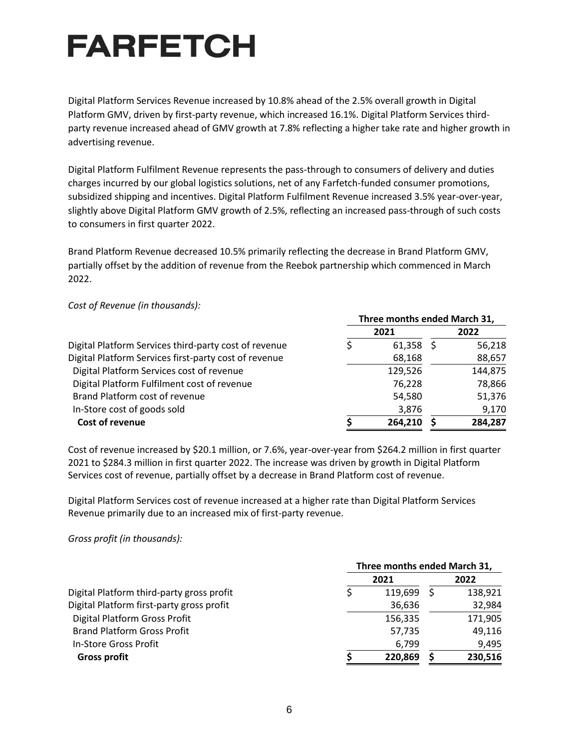Digital Platform Services Revenue increased by 10.8% ahead of the 2.5% overall growth in Digital Platform GMV, driven by first-party revenue, which increased 16.1%. Digital Platform Services third-party revenue increased ahead of GMV growth at 7.8% reflecting a higher take rate and higher growth in advertising revenue.

Digital Platform Fulfilment Revenue represents the pass-through to consumers of delivery and duties charges incurred by our global logistics solutions, net of any Farfetch-funded consumer promotions, subsidized shipping and incentives. Digital Platform Fulfilment Revenue increased 3.5% year-over-year, slightly above Digital Platform GMV growth of 2.5%, reflecting an increased pass-through of such costs to consumers in first quarter 2022.

Brand Platform Revenue decreased 10.5% primarily reflecting the decrease in Brand Platform GMV, partially offset by the addition of revenue from the Reebok partnership which commenced in March 2022.

*Cost of Revenue (in thousands):*

| | Three months ended March 31, | |
|---|---|---|
| | 2021 | 2022 |
| Digital Platform Services third-party cost of revenue | $ 61,358 | $ 56,218 |
| Digital Platform Services first-party cost of revenue | 68,168 | 88,657 |
| Digital Platform Services cost of revenue | 129,526 | 144,875 |
| Digital Platform Fulfilment cost of revenue | 76,228 | 78,866 |
| Brand Platform cost of revenue | 54,580 | 51,376 |
| In-Store cost of goods sold | 3,876 | 9,170 |
| **Cost of revenue** | **$ 264,210** | **$ 284,287** |

Cost of revenue increased by $20.1 million, or 7.6%, year-over-year from $264.2 million in first quarter 2021 to $284.3 million in first quarter 2022. The increase was driven by growth in Digital Platform Services cost of revenue, partially offset by a decrease in Brand Platform cost of revenue.

Digital Platform Services cost of revenue increased at a higher rate than Digital Platform Services Revenue primarily due to an increased mix of first-party revenue.

*Gross profit (in thousands):*

| | Three months ended March 31, | |
|---|---|---|
| | 2021 | 2022 |
| Digital Platform third-party gross profit | $ 119,699 | $ 138,921 |
| Digital Platform first-party gross profit | 36,636 | 32,984 |
| Digital Platform Gross Profit | 156,335 | 171,905 |
| Brand Platform Gross Profit | 57,735 | 49,116 |
| In-Store Gross Profit | 6,799 | 9,495 |
| **Gross profit** | **$ 220,869** | **$ 230,516** |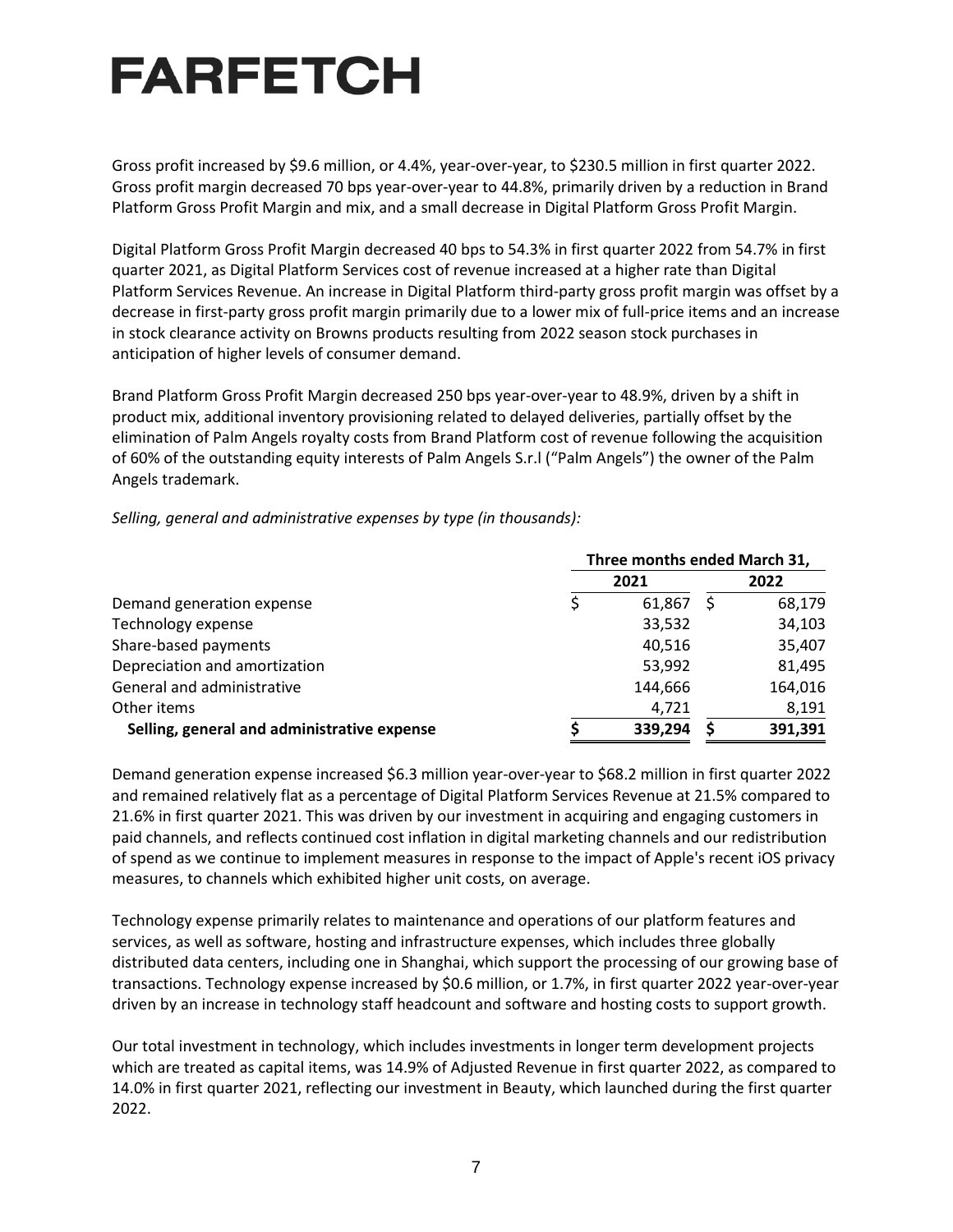Gross profit increased by $9.6 million, or 4.4%, year-over-year, to $230.5 million in first quarter 2022. Gross profit margin decreased 70 bps year-over-year to 44.8%, primarily driven by a reduction in Brand Platform Gross Profit Margin and mix, and a small decrease in Digital Platform Gross Profit Margin.

Digital Platform Gross Profit Margin decreased 40 bps to 54.3% in first quarter 2022 from 54.7% in first quarter 2021, as Digital Platform Services cost of revenue increased at a higher rate than Digital Platform Services Revenue. An increase in Digital Platform third-party gross profit margin was offset by a decrease in first-party gross profit margin primarily due to a lower mix of full-price items and an increase in stock clearance activity on Browns products resulting from 2022 season stock purchases in anticipation of higher levels of consumer demand.

Brand Platform Gross Profit Margin decreased 250 bps year-over-year to 48.9%, driven by a shift in product mix, additional inventory provisioning related to delayed deliveries, partially offset by the elimination of Palm Angels royalty costs from Brand Platform cost of revenue following the acquisition of 60% of the outstanding equity interests of Palm Angels S.r.l ("Palm Angels") the owner of the Palm Angels trademark.

*Selling, general and administrative expenses by type (in thousands):*

| | Three months ended March 31, | |
|---|---|---|
| | 2021 | 2022 |
| Demand generation expense | $ 61,867 | $ 68,179 |
| Technology expense | 33,532 | 34,103 |
| Share-based payments | 40,516 | 35,407 |
| Depreciation and amortization | 53,992 | 81,495 |
| General and administrative | 144,666 | 164,016 |
| Other items | 4,721 | 8,191 |
| **Selling, general and administrative expense** | **$ 339,294** | **$ 391,391** |

Demand generation expense increased $6.3 million year-over-year to $68.2 million in first quarter 2022 and remained relatively flat as a percentage of Digital Platform Services Revenue at 21.5% compared to 21.6% in first quarter 2021. This was driven by our investment in acquiring and engaging customers in paid channels, and reflects continued cost inflation in digital marketing channels and our redistribution of spend as we continue to implement measures in response to the impact of Apple's recent iOS privacy measures, to channels which exhibited higher unit costs, on average.

Technology expense primarily relates to maintenance and operations of our platform features and services, as well as software, hosting and infrastructure expenses, which includes three globally distributed data centers, including one in Shanghai, which support the processing of our growing base of transactions. Technology expense increased by $0.6 million, or 1.7%, in first quarter 2022 year-over-year driven by an increase in technology staff headcount and software and hosting costs to support growth.

Our total investment in technology, which includes investments in longer term development projects which are treated as capital items, was 14.9% of Adjusted Revenue in first quarter 2022, as compared to 14.0% in first quarter 2021, reflecting our investment in Beauty, which launched during the first quarter 2022.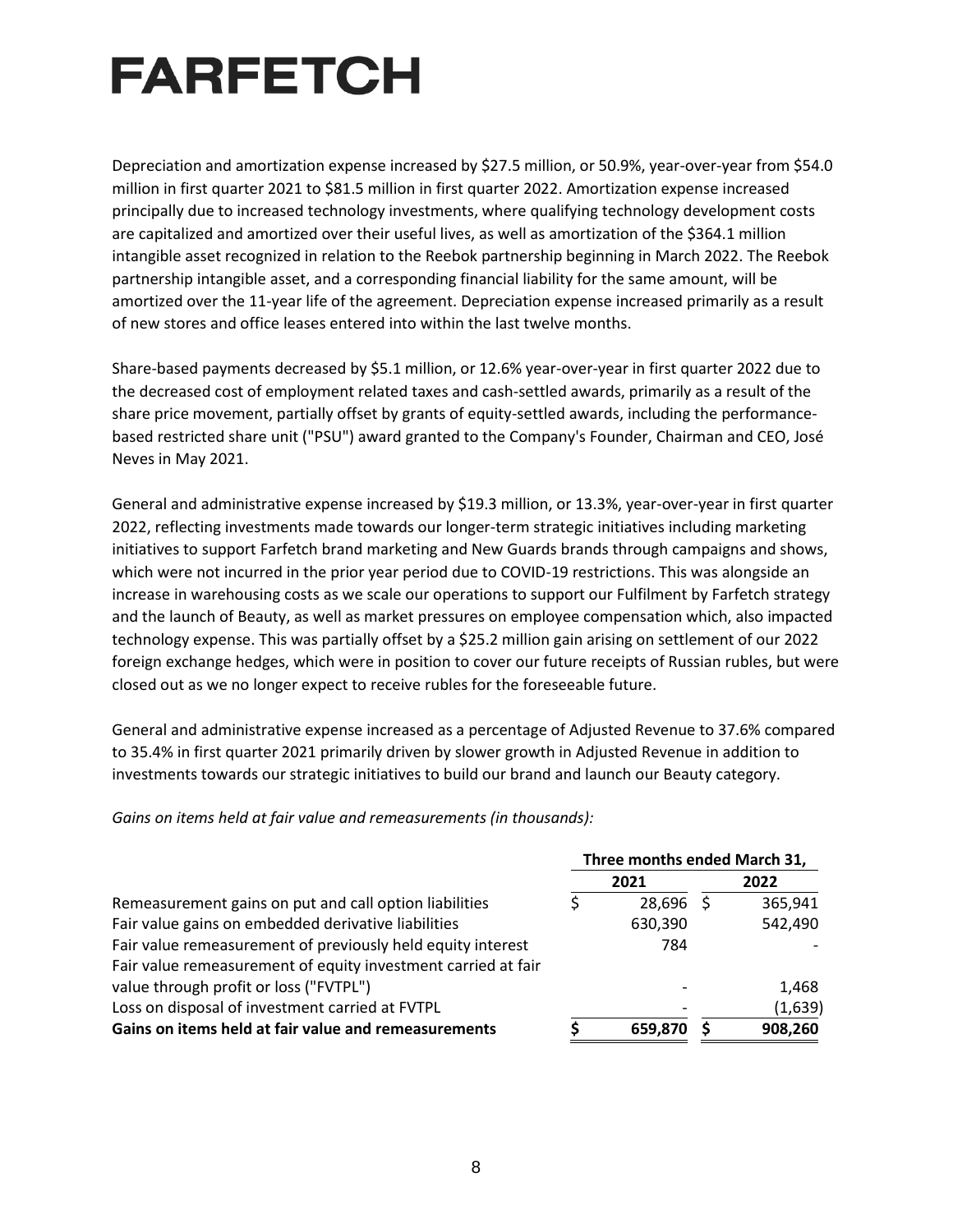Depreciation and amortization expense increased by $27.5 million, or 50.9%, year-over-year from $54.0 million in first quarter 2021 to $81.5 million in first quarter 2022. Amortization expense increased principally due to increased technology investments, where qualifying technology development costs are capitalized and amortized over their useful lives, as well as amortization of the $364.1 million intangible asset recognized in relation to the Reebok partnership beginning in March 2022. The Reebok partnership intangible asset, and a corresponding financial liability for the same amount, will be amortized over the 11-year life of the agreement. Depreciation expense increased primarily as a result of new stores and office leases entered into within the last twelve months.

Share-based payments decreased by $5.1 million, or 12.6% year-over-year in first quarter 2022 due to the decreased cost of employment related taxes and cash-settled awards, primarily as a result of the share price movement, partially offset by grants of equity-settled awards, including the performance-based restricted share unit ("PSU") award granted to the Company's Founder, Chairman and CEO, José Neves in May 2021.

General and administrative expense increased by $19.3 million, or 13.3%, year-over-year in first quarter 2022, reflecting investments made towards our longer-term strategic initiatives including marketing initiatives to support Farfetch brand marketing and New Guards brands through campaigns and shows, which were not incurred in the prior year period due to COVID-19 restrictions. This was alongside an increase in warehousing costs as we scale our operations to support our Fulfilment by Farfetch strategy and the launch of Beauty, as well as market pressures on employee compensation which, also impacted technology expense. This was partially offset by a $25.2 million gain arising on settlement of our 2022 foreign exchange hedges, which were in position to cover our future receipts of Russian rubles, but were closed out as we no longer expect to receive rubles for the foreseeable future.

General and administrative expense increased as a percentage of Adjusted Revenue to 37.6% compared to 35.4% in first quarter 2021 primarily driven by slower growth in Adjusted Revenue in addition to investments towards our strategic initiatives to build our brand and launch our Beauty category.

*Gains on items held at fair value and remeasurements (in thousands):*

| | Three months ended March 31, | |
|---|---|---|
| | 2021 | 2022 |
| Remeasurement gains on put and call option liabilities | $ 28,696 | $ 365,941 |
| Fair value gains on embedded derivative liabilities | 630,390 | 542,490 |
| Fair value remeasurement of previously held equity interest | 784 | - |
| Fair value remeasurement of equity investment carried at fair value through profit or loss ("FVTPL") | - | 1,468 |
| Loss on disposal of investment carried at FVTPL | - | (1,639) |
| **Gains on items held at fair value and remeasurements** | **$ 659,870** | **$ 908,260** |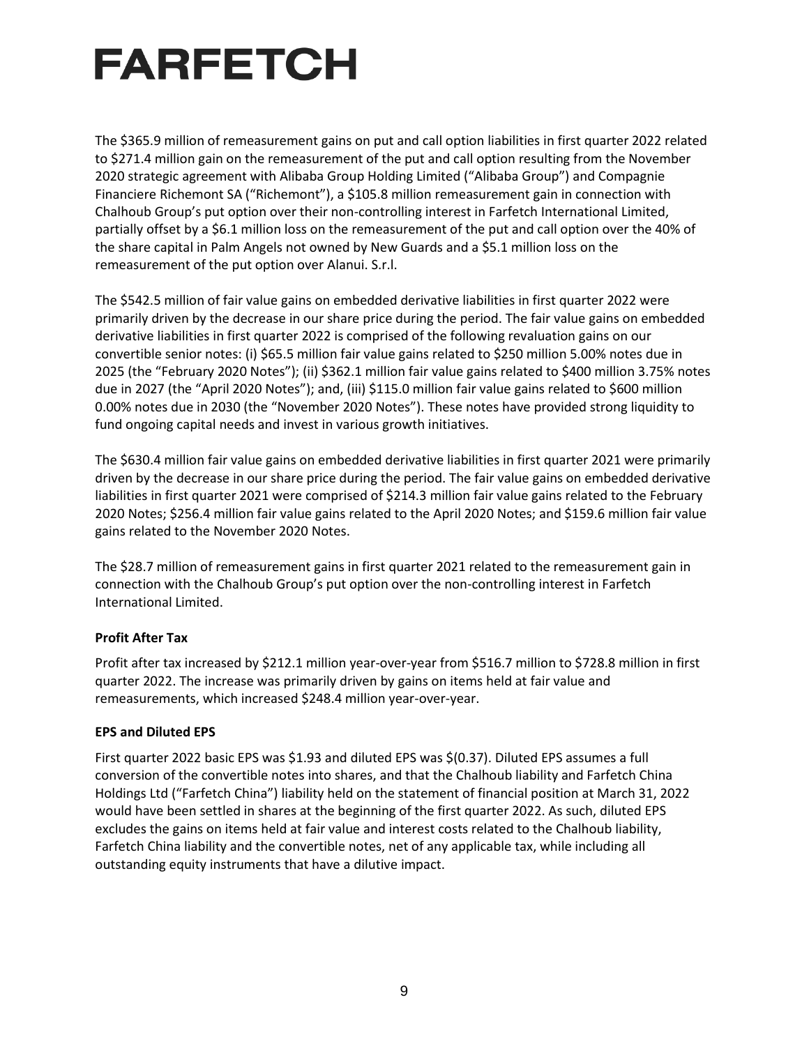The $365.9 million of remeasurement gains on put and call option liabilities in first quarter 2022 related to $271.4 million gain on the remeasurement of the put and call option resulting from the November 2020 strategic agreement with Alibaba Group Holding Limited ("Alibaba Group") and Compagnie Financiere Richemont SA ("Richemont"), a $105.8 million remeasurement gain in connection with Chalhoub Group's put option over their non-controlling interest in Farfetch International Limited, partially offset by a $6.1 million loss on the remeasurement of the put and call option over the 40% of the share capital in Palm Angels not owned by New Guards and a $5.1 million loss on the remeasurement of the put option over Alanui. S.r.l.

The $542.5 million of fair value gains on embedded derivative liabilities in first quarter 2022 were primarily driven by the decrease in our share price during the period. The fair value gains on embedded derivative liabilities in first quarter 2022 is comprised of the following revaluation gains on our convertible senior notes: (i) $65.5 million fair value gains related to $250 million 5.00% notes due in 2025 (the "February 2020 Notes"); (ii) $362.1 million fair value gains related to $400 million 3.75% notes due in 2027 (the "April 2020 Notes"); and, (iii) $115.0 million fair value gains related to $600 million 0.00% notes due in 2030 (the "November 2020 Notes"). These notes have provided strong liquidity to fund ongoing capital needs and invest in various growth initiatives.

The $630.4 million fair value gains on embedded derivative liabilities in first quarter 2021 were primarily driven by the decrease in our share price during the period. The fair value gains on embedded derivative liabilities in first quarter 2021 were comprised of $214.3 million fair value gains related to the February 2020 Notes; $256.4 million fair value gains related to the April 2020 Notes; and $159.6 million fair value gains related to the November 2020 Notes.

The $28.7 million of remeasurement gains in first quarter 2021 related to the remeasurement gain in connection with the Chalhoub Group's put option over the non-controlling interest in Farfetch International Limited.

**Profit After Tax**

Profit after tax increased by $212.1 million year-over-year from $516.7 million to $728.8 million in first quarter 2022. The increase was primarily driven by gains on items held at fair value and remeasurements, which increased $248.4 million year-over-year.

**EPS and Diluted EPS**

First quarter 2022 basic EPS was $1.93 and diluted EPS was $(0.37). Diluted EPS assumes a full conversion of the convertible notes into shares, and that the Chalhoub liability and Farfetch China Holdings Ltd ("Farfetch China") liability held on the statement of financial position at March 31, 2022 would have been settled in shares at the beginning of the first quarter 2022. As such, diluted EPS excludes the gains on items held at fair value and interest costs related to the Chalhoub liability, Farfetch China liability and the convertible notes, net of any applicable tax, while including all outstanding equity instruments that have a dilutive impact.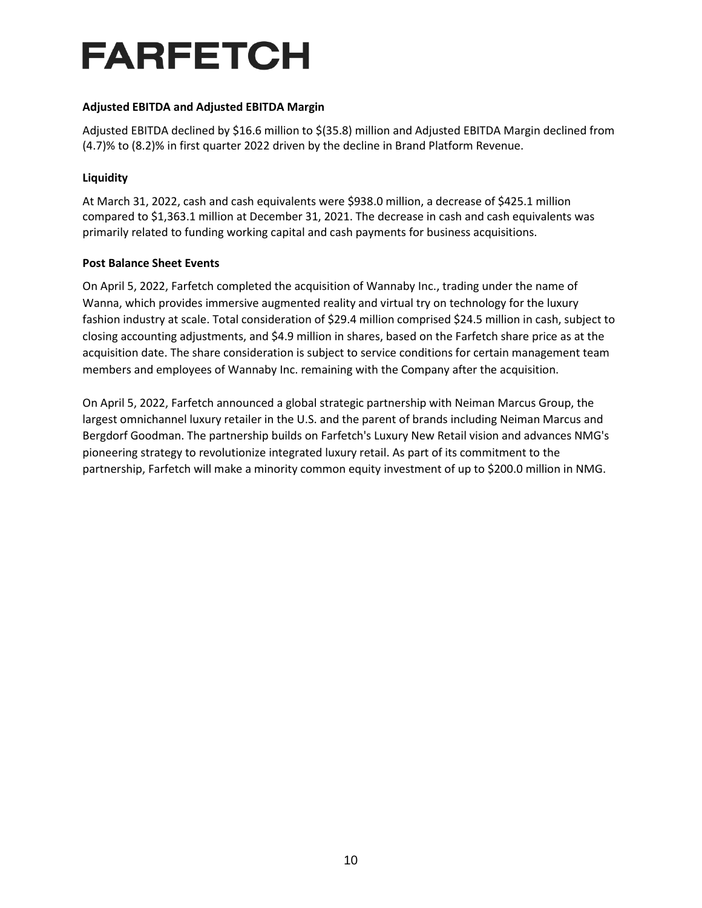**Adjusted EBITDA and Adjusted EBITDA Margin**

Adjusted EBITDA declined by $16.6 million to $(35.8) million and Adjusted EBITDA Margin declined from (4.7)% to (8.2)% in first quarter 2022 driven by the decline in Brand Platform Revenue.

**Liquidity**

At March 31, 2022, cash and cash equivalents were $938.0 million, a decrease of $425.1 million compared to $1,363.1 million at December 31, 2021. The decrease in cash and cash equivalents was primarily related to funding working capital and cash payments for business acquisitions.

**Post Balance Sheet Events**

On April 5, 2022, Farfetch completed the acquisition of Wannaby Inc., trading under the name of Wanna, which provides immersive augmented reality and virtual try on technology for the luxury fashion industry at scale. Total consideration of $29.4 million comprised $24.5 million in cash, subject to closing accounting adjustments, and $4.9 million in shares, based on the Farfetch share price as at the acquisition date. The share consideration is subject to service conditions for certain management team members and employees of Wannaby Inc. remaining with the Company after the acquisition.

On April 5, 2022, Farfetch announced a global strategic partnership with Neiman Marcus Group, the largest omnichannel luxury retailer in the U.S. and the parent of brands including Neiman Marcus and Bergdorf Goodman. The partnership builds on Farfetch's Luxury New Retail vision and advances NMG's pioneering strategy to revolutionize integrated luxury retail. As part of its commitment to the partnership, Farfetch will make a minority common equity investment of up to $200.0 million in NMG.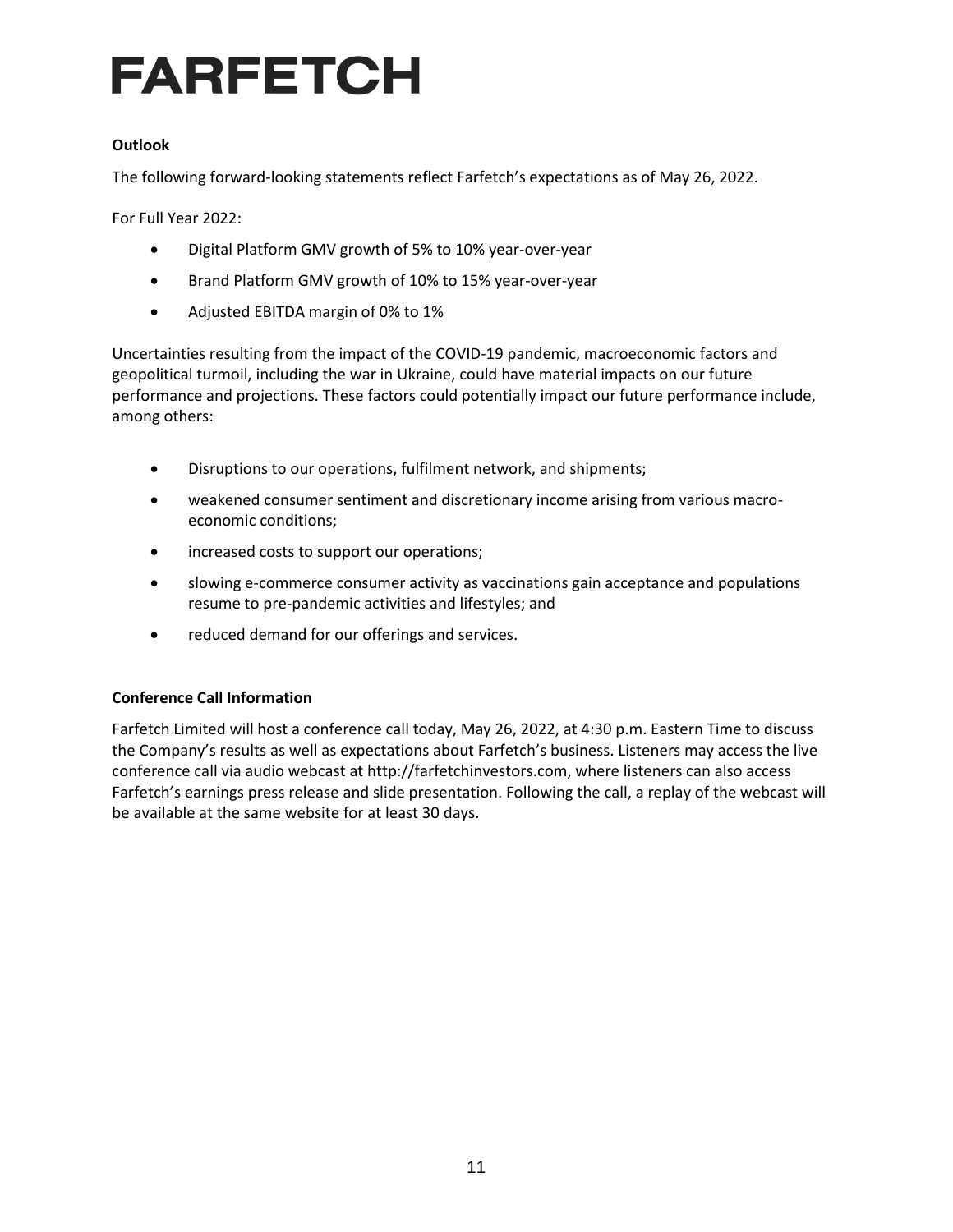**Outlook**

The following forward-looking statements reflect Farfetch's expectations as of May 26, 2022.

For Full Year 2022:

- Digital Platform GMV growth of 5% to 10% year-over-year
- Brand Platform GMV growth of 10% to 15% year-over-year
- Adjusted EBITDA margin of 0% to 1%

Uncertainties resulting from the impact of the COVID-19 pandemic, macroeconomic factors and geopolitical turmoil, including the war in Ukraine, could have material impacts on our future performance and projections. These factors could potentially impact our future performance include, among others:

- Disruptions to our operations, fulfilment network, and shipments;
- weakened consumer sentiment and discretionary income arising from various macro-economic conditions;
- increased costs to support our operations;
- slowing e-commerce consumer activity as vaccinations gain acceptance and populations resume to pre-pandemic activities and lifestyles; and
- reduced demand for our offerings and services.

**Conference Call Information**

Farfetch Limited will host a conference call today, May 26, 2022, at 4:30 p.m. Eastern Time to discuss the Company's results as well as expectations about Farfetch's business. Listeners may access the live conference call via audio webcast at http://farfetchinvestors.com, where listeners can also access Farfetch's earnings press release and slide presentation. Following the call, a replay of the webcast will be available at the same website for at least 30 days.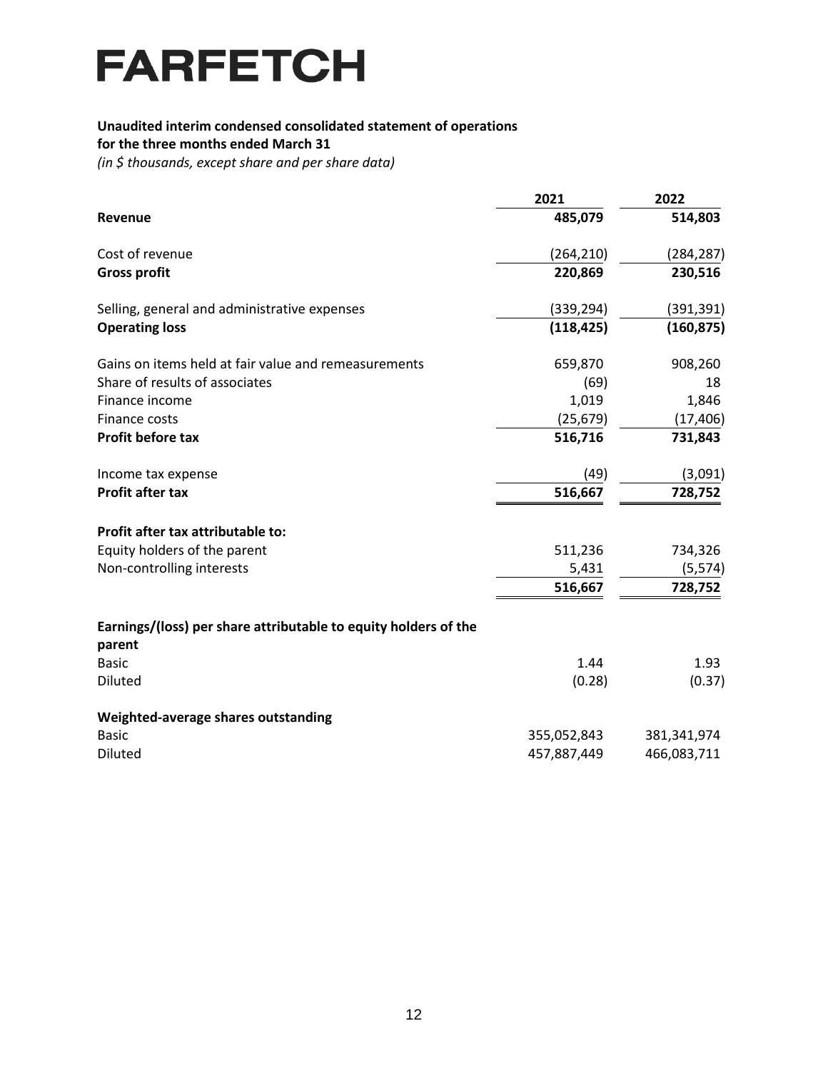# FARFETCH

**Unaudited interim condensed consolidated statement of operations**
**for the three months ended March 31**
*(in $ thousands, except share and per share data)*

| | 2021 | 2022 |
|---|---|---|
| **Revenue** | **485,079** | **514,803** |
| Cost of revenue | (264,210) | (284,287) |
| **Gross profit** | **220,869** | **230,516** |
| Selling, general and administrative expenses | (339,294) | (391,391) |
| **Operating loss** | **(118,425)** | **(160,875)** |
| Gains on items held at fair value and remeasurements | 659,870 | 908,260 |
| Share of results of associates | (69) | 18 |
| Finance income | 1,019 | 1,846 |
| Finance costs | (25,679) | (17,406) |
| **Profit before tax** | **516,716** | **731,843** |
| Income tax expense | (49) | (3,091) |
| **Profit after tax** | **516,667** | **728,752** |
| **Profit after tax attributable to:** | | |
| Equity holders of the parent | 511,236 | 734,326 |
| Non-controlling interests | 5,431 | (5,574) |
| | **516,667** | **728,752** |
| **Earnings/(loss) per share attributable to equity holders of the parent** | | |
| Basic | 1.44 | 1.93 |
| Diluted | (0.28) | (0.37) |
| **Weighted-average shares outstanding** | | |
| Basic | 355,052,843 | 381,341,974 |
| Diluted | 457,887,449 | 466,083,711 |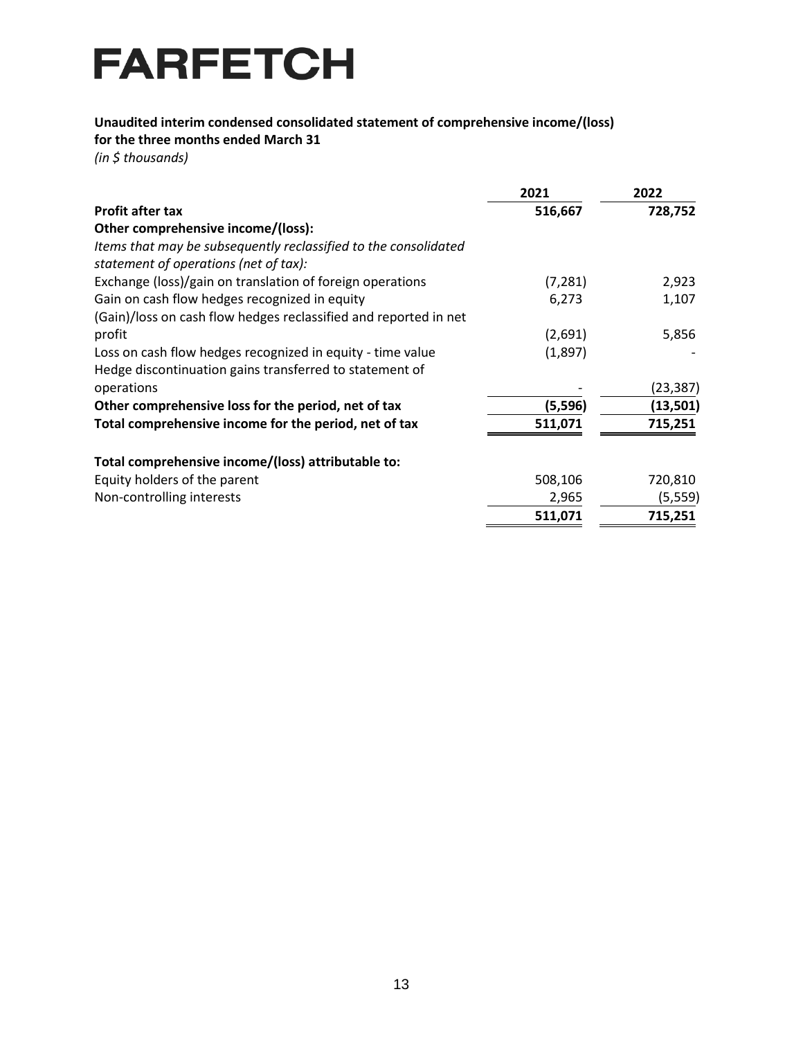# FARFETCH

**Unaudited interim condensed consolidated statement of comprehensive income/(loss) for the three months ended March 31**

*(in $ thousands)*

| | 2021 | 2022 |
|---|---|---|
| **Profit after tax** | **516,667** | **728,752** |
| **Other comprehensive income/(loss):** | | |
| *Items that may be subsequently reclassified to the consolidated statement of operations (net of tax):* | | |
| Exchange (loss)/gain on translation of foreign operations | (7,281) | 2,923 |
| Gain on cash flow hedges recognized in equity | 6,273 | 1,107 |
| (Gain)/loss on cash flow hedges reclassified and reported in net profit | (2,691) | 5,856 |
| Loss on cash flow hedges recognized in equity - time value | (1,897) | - |
| Hedge discontinuation gains transferred to statement of operations | - | (23,387) |
| **Other comprehensive loss for the period, net of tax** | **(5,596)** | **(13,501)** |
| **Total comprehensive income for the period, net of tax** | **511,071** | **715,251** |
| | | |
| **Total comprehensive income/(loss) attributable to:** | | |
| Equity holders of the parent | 508,106 | 720,810 |
| Non-controlling interests | 2,965 | (5,559) |
| | **511,071** | **715,251** |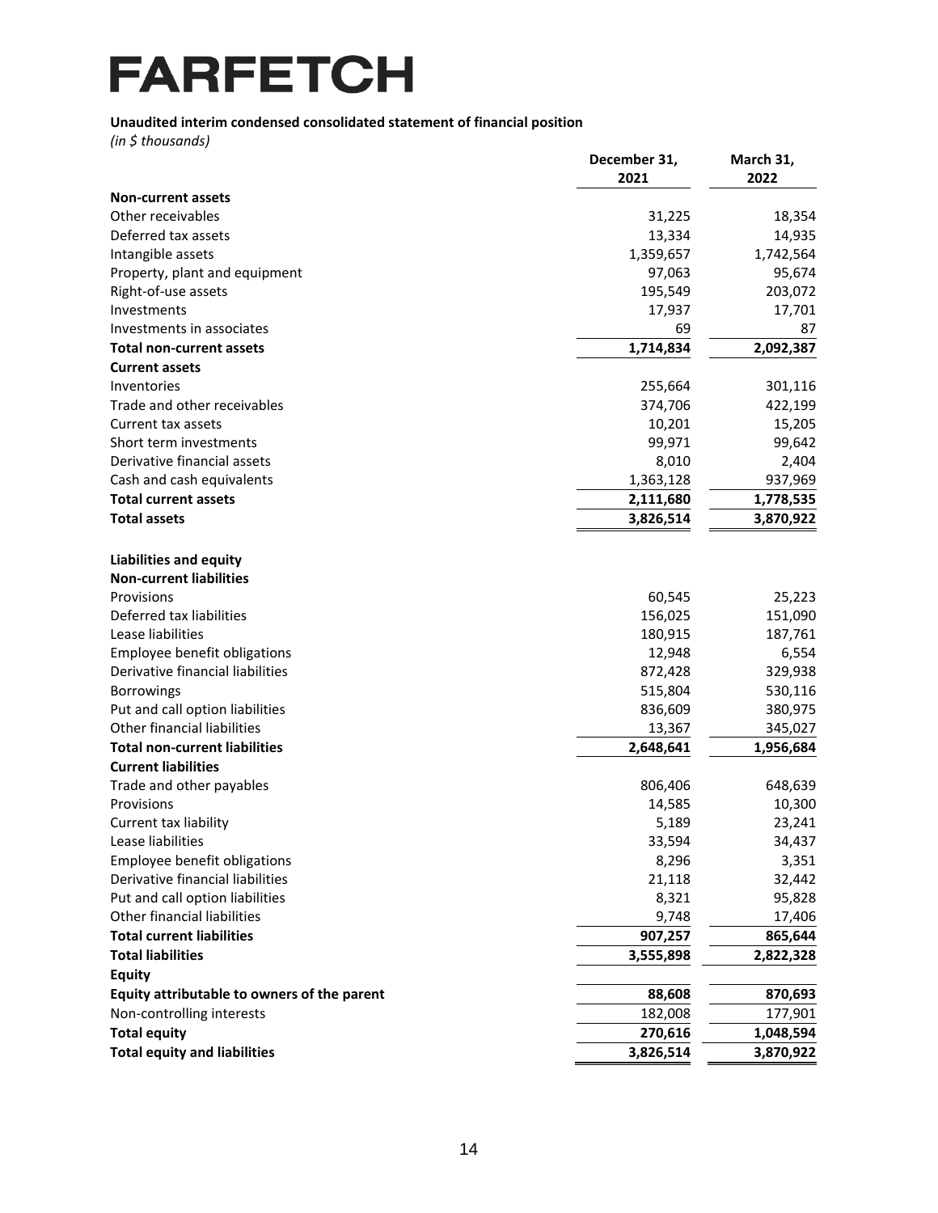# FARFETCH

**Unaudited interim condensed consolidated statement of financial position**

*(in $ thousands)*

| | December 31, 2021 | March 31, 2022 |
|---|---|---|
| **Non-current assets** | | |
| Other receivables | 31,225 | 18,354 |
| Deferred tax assets | 13,334 | 14,935 |
| Intangible assets | 1,359,657 | 1,742,564 |
| Property, plant and equipment | 97,063 | 95,674 |
| Right-of-use assets | 195,549 | 203,072 |
| Investments | 17,937 | 17,701 |
| Investments in associates | 69 | 87 |
| **Total non-current assets** | **1,714,834** | **2,092,387** |
| **Current assets** | | |
| Inventories | 255,664 | 301,116 |
| Trade and other receivables | 374,706 | 422,199 |
| Current tax assets | 10,201 | 15,205 |
| Short term investments | 99,971 | 99,642 |
| Derivative financial assets | 8,010 | 2,404 |
| Cash and cash equivalents | 1,363,128 | 937,969 |
| **Total current assets** | **2,111,680** | **1,778,535** |
| **Total assets** | **3,826,514** | **3,870,922** |
| | | |
| **Liabilities and equity** | | |
| **Non-current liabilities** | | |
| Provisions | 60,545 | 25,223 |
| Deferred tax liabilities | 156,025 | 151,090 |
| Lease liabilities | 180,915 | 187,761 |
| Employee benefit obligations | 12,948 | 6,554 |
| Derivative financial liabilities | 872,428 | 329,938 |
| Borrowings | 515,804 | 530,116 |
| Put and call option liabilities | 836,609 | 380,975 |
| Other financial liabilities | 13,367 | 345,027 |
| **Total non-current liabilities** | **2,648,641** | **1,956,684** |
| **Current liabilities** | | |
| Trade and other payables | 806,406 | 648,639 |
| Provisions | 14,585 | 10,300 |
| Current tax liability | 5,189 | 23,241 |
| Lease liabilities | 33,594 | 34,437 |
| Employee benefit obligations | 8,296 | 3,351 |
| Derivative financial liabilities | 21,118 | 32,442 |
| Put and call option liabilities | 8,321 | 95,828 |
| Other financial liabilities | 9,748 | 17,406 |
| **Total current liabilities** | **907,257** | **865,644** |
| **Total liabilities** | **3,555,898** | **2,822,328** |
| **Equity** | | |
| **Equity attributable to owners of the parent** | **88,608** | **870,693** |
| Non-controlling interests | 182,008 | 177,901 |
| **Total equity** | **270,616** | **1,048,594** |
| **Total equity and liabilities** | **3,826,514** | **3,870,922** |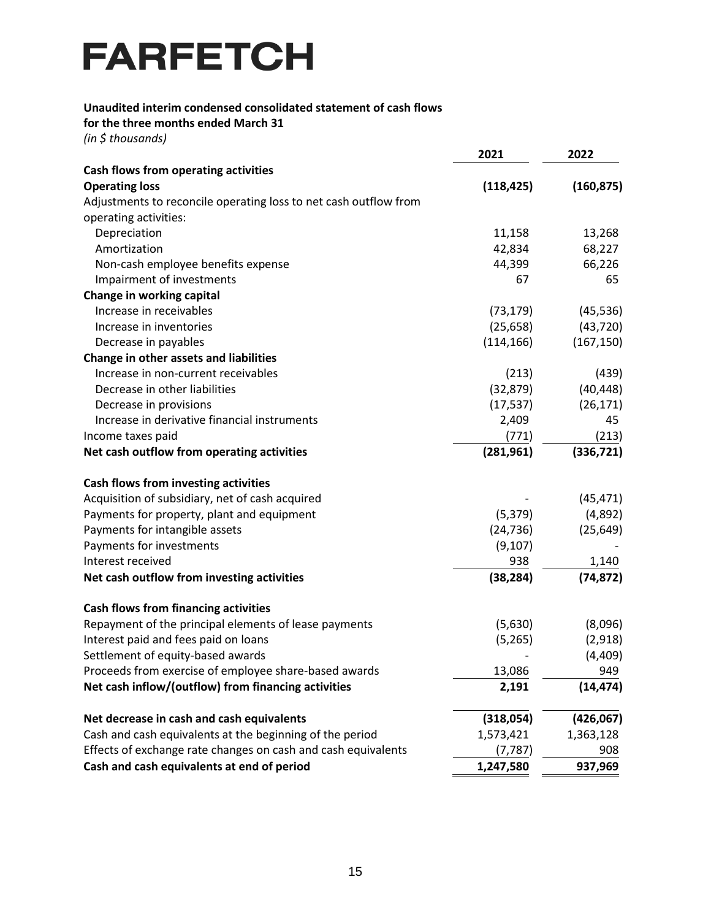# FARFETCH

**Unaudited interim condensed consolidated statement of cash flows**
**for the three months ended March 31**
*(in $ thousands)*

| | 2021 | 2022 |
|---|---|---|
| **Cash flows from operating activities** | | |
| **Operating loss** | **(118,425)** | **(160,875)** |
| Adjustments to reconcile operating loss to net cash outflow from operating activities: | | |
| Depreciation | 11,158 | 13,268 |
| Amortization | 42,834 | 68,227 |
| Non-cash employee benefits expense | 44,399 | 66,226 |
| Impairment of investments | 67 | 65 |
| **Change in working capital** | | |
| Increase in receivables | (73,179) | (45,536) |
| Increase in inventories | (25,658) | (43,720) |
| Decrease in payables | (114,166) | (167,150) |
| **Change in other assets and liabilities** | | |
| Increase in non-current receivables | (213) | (439) |
| Decrease in other liabilities | (32,879) | (40,448) |
| Decrease in provisions | (17,537) | (26,171) |
| Increase in derivative financial instruments | 2,409 | 45 |
| Income taxes paid | (771) | (213) |
| **Net cash outflow from operating activities** | **(281,961)** | **(336,721)** |
| | | |
| **Cash flows from investing activities** | | |
| Acquisition of subsidiary, net of cash acquired | - | (45,471) |
| Payments for property, plant and equipment | (5,379) | (4,892) |
| Payments for intangible assets | (24,736) | (25,649) |
| Payments for investments | (9,107) | - |
| Interest received | 938 | 1,140 |
| **Net cash outflow from investing activities** | **(38,284)** | **(74,872)** |
| | | |
| **Cash flows from financing activities** | | |
| Repayment of the principal elements of lease payments | (5,630) | (8,096) |
| Interest paid and fees paid on loans | (5,265) | (2,918) |
| Settlement of equity-based awards | - | (4,409) |
| Proceeds from exercise of employee share-based awards | 13,086 | 949 |
| **Net cash inflow/(outflow) from financing activities** | **2,191** | **(14,474)** |
| | | |
| **Net decrease in cash and cash equivalents** | **(318,054)** | **(426,067)** |
| Cash and cash equivalents at the beginning of the period | 1,573,421 | 1,363,128 |
| Effects of exchange rate changes on cash and cash equivalents | (7,787) | 908 |
| **Cash and cash equivalents at end of period** | **1,247,580** | **937,969** |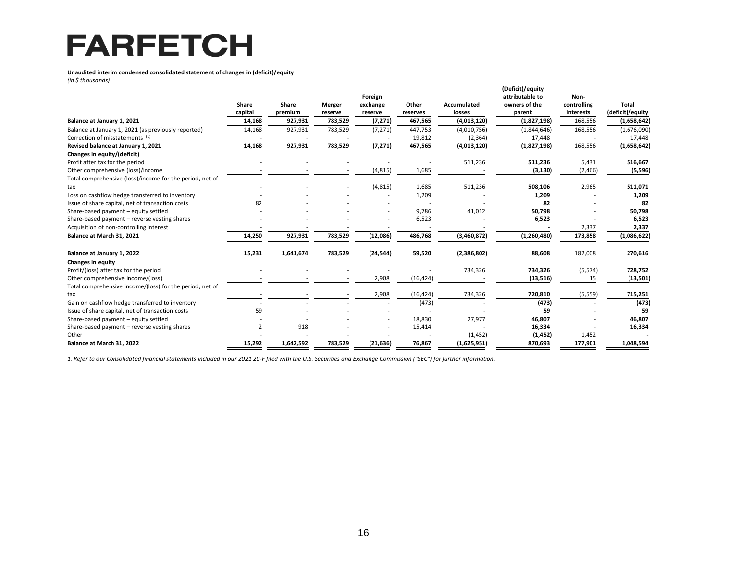# FARFETCH

**Unaudited interim condensed consolidated statement of changes in (deficit)/equity**
*(in $ thousands)*

| | Share capital | Share premium | Merger reserve | Foreign exchange reserve | Other reserves | Accumulated losses | (Deficit)/equity attributable to owners of the parent | Non-controlling interests | Total (deficit)/equity |
|---|---|---|---|---|---|---|---|---|---|
| **Balance at January 1, 2021** | **14,168** | **927,931** | **783,529** | **(7,271)** | **467,565** | **(4,013,120)** | **(1,827,198)** | 168,556 | **(1,658,642)** |
| Balance at January 1, 2021 (as previously reported) | 14,168 | 927,931 | 783,529 | (7,271) | 447,753 | (4,010,756) | (1,844,646) | 168,556 | (1,676,090) |
| Correction of misstatements [1] | - | - | - | - | 19,812 | (2,364) | 17,448 | - | 17,448 |
| **Revised balance at January 1, 2021** | **14,168** | **927,931** | **783,529** | **(7,271)** | **467,565** | **(4,013,120)** | **(1,827,198)** | 168,556 | **(1,658,642)** |
| **Changes in equity/(deficit)** | | | | | | | | | |
| Profit after tax for the period | - | - | - | - | - | 511,236 | **511,236** | 5,431 | **516,667** |
| Other comprehensive (loss)/income | - | - | - | (4,815) | 1,685 | - | **(3,130)** | (2,466) | **(5,596)** |
| Total comprehensive (loss)/income for the period, net of tax | - | - | - | (4,815) | 1,685 | 511,236 | **508,106** | 2,965 | **511,071** |
| Loss on cashflow hedge transferred to inventory | - | - | - | - | 1,209 | - | **1,209** | - | **1,209** |
| Issue of share capital, net of transaction costs | 82 | - | - | - | - | - | **82** | - | **82** |
| Share-based payment – equity settled | - | - | - | - | 9,786 | 41,012 | **50,798** | - | **50,798** |
| Share-based payment – reverse vesting shares | - | - | - | - | 6,523 | - | **6,523** | - | **6,523** |
| Acquisition of non-controlling interest | - | - | - | - | - | - | **-** | 2,337 | **2,337** |
| **Balance at March 31, 2021** | **14,250** | **927,931** | **783,529** | **(12,086)** | **486,768** | **(3,460,872)** | **(1,260,480)** | **173,858** | **(1,086,622)** |
| | | | | | | | | | |
| **Balance at January 1, 2022** | **15,231** | **1,641,674** | **783,529** | **(24,544)** | **59,520** | **(2,386,802)** | **88,608** | 182,008 | **270,616** |
| **Changes in equity** | | | | | | | | | |
| Profit/(loss) after tax for the period | - | - | - | - | - | 734,326 | **734,326** | (5,574) | **728,752** |
| Other comprehensive income/(loss) | - | - | - | 2,908 | (16,424) | - | **(13,516)** | 15 | **(13,501)** |
| Total comprehensive income/(loss) for the period, net of tax | - | - | - | 2,908 | (16,424) | 734,326 | **720,810** | (5,559) | **715,251** |
| Gain on cashflow hedge transferred to inventory | - | - | - | - | (473) | - | **(473)** | - | **(473)** |
| Issue of share capital, net of transaction costs | 59 | - | - | - | - | - | **59** | - | **59** |
| Share-based payment – equity settled | - | - | - | - | 18,830 | 27,977 | **46,807** | - | **46,807** |
| Share-based payment – reverse vesting shares | 2 | 918 | - | - | 15,414 | - | **16,334** | - | **16,334** |
| Other | - | - | - | - | - | (1,452) | **(1,452)** | 1,452 | **-** |
| **Balance at March 31, 2022** | **15,292** | **1,642,592** | **783,529** | **(21,636)** | **76,867** | **(1,625,951)** | **870,693** | **177,901** | **1,048,594** |

*1. Refer to our Consolidated financial statements included in our 2021 20-F filed with the U.S. Securities and Exchange Commission ("SEC") for further information.*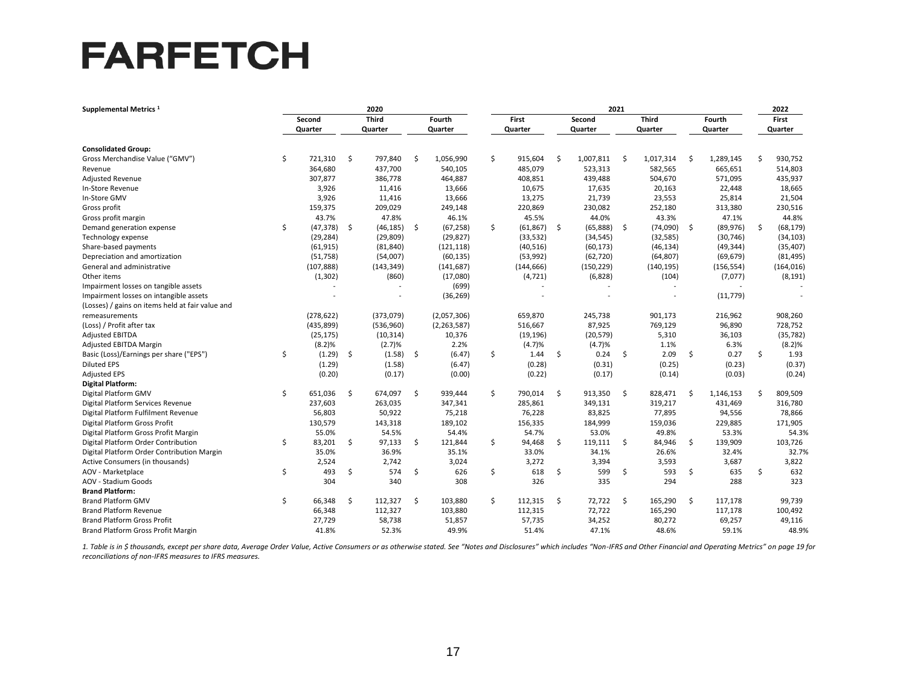# FARFETCH

| Supplemental Metrics [1] | 2020 | | | 2021 | | | | 2022 |
|---|---|---|---|---|---|---|---|---|
| | Second Quarter | Third Quarter | Fourth Quarter | First Quarter | Second Quarter | Third Quarter | Fourth Quarter | First Quarter |
| **Consolidated Group:** | | | | | | | | |
| Gross Merchandise Value ("GMV") | $ 721,310 | $ 797,840 | $ 1,056,990 | $ 915,604 | $ 1,007,811 | $ 1,017,314 | $ 1,289,145 | $ 930,752 |
| Revenue | 364,680 | 437,700 | 540,105 | 485,079 | 523,313 | 582,565 | 665,651 | 514,803 |
| Adjusted Revenue | 307,877 | 386,778 | 464,887 | 408,851 | 439,488 | 504,670 | 571,095 | 435,937 |
| In-Store Revenue | 3,926 | 11,416 | 13,666 | 10,675 | 17,635 | 20,163 | 22,448 | 18,665 |
| In-Store GMV | 3,926 | 11,416 | 13,666 | 13,275 | 21,739 | 23,553 | 25,814 | 21,504 |
| Gross profit | 159,375 | 209,029 | 249,148 | 220,869 | 230,082 | 252,180 | 313,380 | 230,516 |
| Gross profit margin | 43.7% | 47.8% | 46.1% | 45.5% | 44.0% | 43.3% | 47.1% | 44.8% |
| Demand generation expense | $ (47,378) | $ (46,185) | $ (67,258) | $ (61,867) | $ (65,888) | $ (74,090) | $ (89,976) | $ (68,179) |
| Technology expense | (29,284) | (29,809) | (29,827) | (33,532) | (34,545) | (32,585) | (30,746) | (34,103) |
| Share-based payments | (61,915) | (81,840) | (121,118) | (40,516) | (60,173) | (46,134) | (49,344) | (35,407) |
| Depreciation and amortization | (51,758) | (54,007) | (60,135) | (53,992) | (62,720) | (64,807) | (69,679) | (81,495) |
| General and administrative | (107,888) | (143,349) | (141,687) | (144,666) | (150,229) | (140,195) | (156,554) | (164,016) |
| Other items | (1,302) | (860) | (17,080) | (4,721) | (6,828) | (104) | (7,077) | (8,191) |
| Impairment losses on tangible assets | - | - | (699) | - | - | - | - | - |
| Impairment losses on intangible assets | - | - | (36,269) | - | - | - | (11,779) | - |
| (Losses) / gains on items held at fair value and remeasurements | (278,622) | (373,079) | (2,057,306) | 659,870 | 245,738 | 901,173 | 216,962 | 908,260 |
| (Loss) / Profit after tax | (435,899) | (536,960) | (2,263,587) | 516,667 | 87,925 | 769,129 | 96,890 | 728,752 |
| Adjusted EBITDA | (25,175) | (10,314) | 10,376 | (19,196) | (20,579) | 5,310 | 36,103 | (35,782) |
| Adjusted EBITDA Margin | (8.2)% | (2.7)% | 2.2% | (4.7)% | (4.7)% | 1.1% | 6.3% | (8.2)% |
| Basic (Loss)/Earnings per share ("EPS") | $ (1.29) | $ (1.58) | $ (6.47) | $ 1.44 | $ 0.24 | $ 2.09 | $ 0.27 | $ 1.93 |
| Diluted EPS | (1.29) | (1.58) | (6.47) | (0.28) | (0.31) | (0.25) | (0.23) | (0.37) |
| Adjusted EPS | (0.20) | (0.17) | (0.00) | (0.22) | (0.17) | (0.14) | (0.03) | (0.24) |
| **Digital Platform:** | | | | | | | | |
| Digital Platform GMV | $ 651,036 | $ 674,097 | $ 939,444 | $ 790,014 | $ 913,350 | $ 828,471 | $ 1,146,153 | $ 809,509 |
| Digital Platform Services Revenue | 237,603 | 263,035 | 347,341 | 285,861 | 349,131 | 319,217 | 431,469 | 316,780 |
| Digital Platform Fulfilment Revenue | 56,803 | 50,922 | 75,218 | 76,228 | 83,825 | 77,895 | 94,556 | 78,866 |
| Digital Platform Gross Profit | 130,579 | 143,318 | 189,102 | 156,335 | 184,999 | 159,036 | 229,885 | 171,905 |
| Digital Platform Gross Profit Margin | 55.0% | 54.5% | 54.4% | 54.7% | 53.0% | 49.8% | 53.3% | 54.3% |
| Digital Platform Order Contribution | $ 83,201 | $ 97,133 | $ 121,844 | $ 94,468 | $ 119,111 | $ 84,946 | $ 139,909 | 103,726 |
| Digital Platform Order Contribution Margin | 35.0% | 36.9% | 35.1% | 33.0% | 34.1% | 26.6% | 32.4% | 32.7% |
| Active Consumers (in thousands) | 2,524 | 2,742 | 3,024 | 3,272 | 3,394 | 3,593 | 3,687 | 3,822 |
| AOV - Marketplace | $ 493 | $ 574 | $ 626 | $ 618 | $ 599 | $ 593 | $ 635 | $ 632 |
| AOV - Stadium Goods | 304 | 340 | 308 | 326 | 335 | 294 | 288 | 323 |
| **Brand Platform:** | | | | | | | | |
| Brand Platform GMV | $ 66,348 | $ 112,327 | $ 103,880 | $ 112,315 | $ 72,722 | $ 165,290 | $ 117,178 | 99,739 |
| Brand Platform Revenue | 66,348 | 112,327 | 103,880 | 112,315 | 72,722 | 165,290 | 117,178 | 100,492 |
| Brand Platform Gross Profit | 27,729 | 58,738 | 51,857 | 57,735 | 34,252 | 80,272 | 69,257 | 49,116 |
| Brand Platform Gross Profit Margin | 41.8% | 52.3% | 49.9% | 51.4% | 47.1% | 48.6% | 59.1% | 48.9% |

*1. Table is in $ thousands, except per share data, Average Order Value, Active Consumers or as otherwise stated. See "Notes and Disclosures" which includes "Non-IFRS and Other Financial and Operating Metrics" on page 19 for reconciliations of non-IFRS measures to IFRS measures.*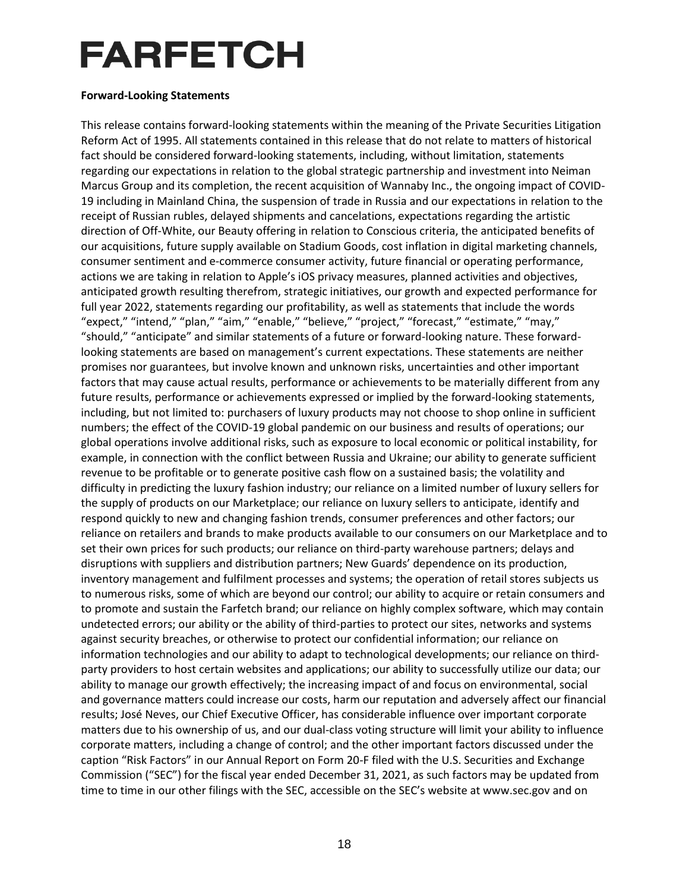# FARFETCH

**Forward-Looking Statements**

This release contains forward-looking statements within the meaning of the Private Securities Litigation Reform Act of 1995. All statements contained in this release that do not relate to matters of historical fact should be considered forward-looking statements, including, without limitation, statements regarding our expectations in relation to the global strategic partnership and investment into Neiman Marcus Group and its completion, the recent acquisition of Wannaby Inc., the ongoing impact of COVID-19 including in Mainland China, the suspension of trade in Russia and our expectations in relation to the receipt of Russian rubles, delayed shipments and cancelations, expectations regarding the artistic direction of Off-White, our Beauty offering in relation to Conscious criteria, the anticipated benefits of our acquisitions, future supply available on Stadium Goods, cost inflation in digital marketing channels, consumer sentiment and e-commerce consumer activity, future financial or operating performance, actions we are taking in relation to Apple's iOS privacy measures, planned activities and objectives, anticipated growth resulting therefrom, strategic initiatives, our growth and expected performance for full year 2022, statements regarding our profitability, as well as statements that include the words "expect," "intend," "plan," "aim," "enable," "believe," "project," "forecast," "estimate," "may," "should," "anticipate" and similar statements of a future or forward-looking nature. These forward-looking statements are based on management's current expectations. These statements are neither promises nor guarantees, but involve known and unknown risks, uncertainties and other important factors that may cause actual results, performance or achievements to be materially different from any future results, performance or achievements expressed or implied by the forward-looking statements, including, but not limited to: purchasers of luxury products may not choose to shop online in sufficient numbers; the effect of the COVID-19 global pandemic on our business and results of operations; our global operations involve additional risks, such as exposure to local economic or political instability, for example, in connection with the conflict between Russia and Ukraine; our ability to generate sufficient revenue to be profitable or to generate positive cash flow on a sustained basis; the volatility and difficulty in predicting the luxury fashion industry; our reliance on a limited number of luxury sellers for the supply of products on our Marketplace; our reliance on luxury sellers to anticipate, identify and respond quickly to new and changing fashion trends, consumer preferences and other factors; our reliance on retailers and brands to make products available to our consumers on our Marketplace and to set their own prices for such products; our reliance on third-party warehouse partners; delays and disruptions with suppliers and distribution partners; New Guards' dependence on its production, inventory management and fulfilment processes and systems; the operation of retail stores subjects us to numerous risks, some of which are beyond our control; our ability to acquire or retain consumers and to promote and sustain the Farfetch brand; our reliance on highly complex software, which may contain undetected errors; our ability or the ability of third-parties to protect our sites, networks and systems against security breaches, or otherwise to protect our confidential information; our reliance on information technologies and our ability to adapt to technological developments; our reliance on third-party providers to host certain websites and applications; our ability to successfully utilize our data; our ability to manage our growth effectively; the increasing impact of and focus on environmental, social and governance matters could increase our costs, harm our reputation and adversely affect our financial results; José Neves, our Chief Executive Officer, has considerable influence over important corporate matters due to his ownership of us, and our dual-class voting structure will limit your ability to influence corporate matters, including a change of control; and the other important factors discussed under the caption "Risk Factors" in our Annual Report on Form 20-F filed with the U.S. Securities and Exchange Commission ("SEC") for the fiscal year ended December 31, 2021, as such factors may be updated from time to time in our other filings with the SEC, accessible on the SEC's website at www.sec.gov and on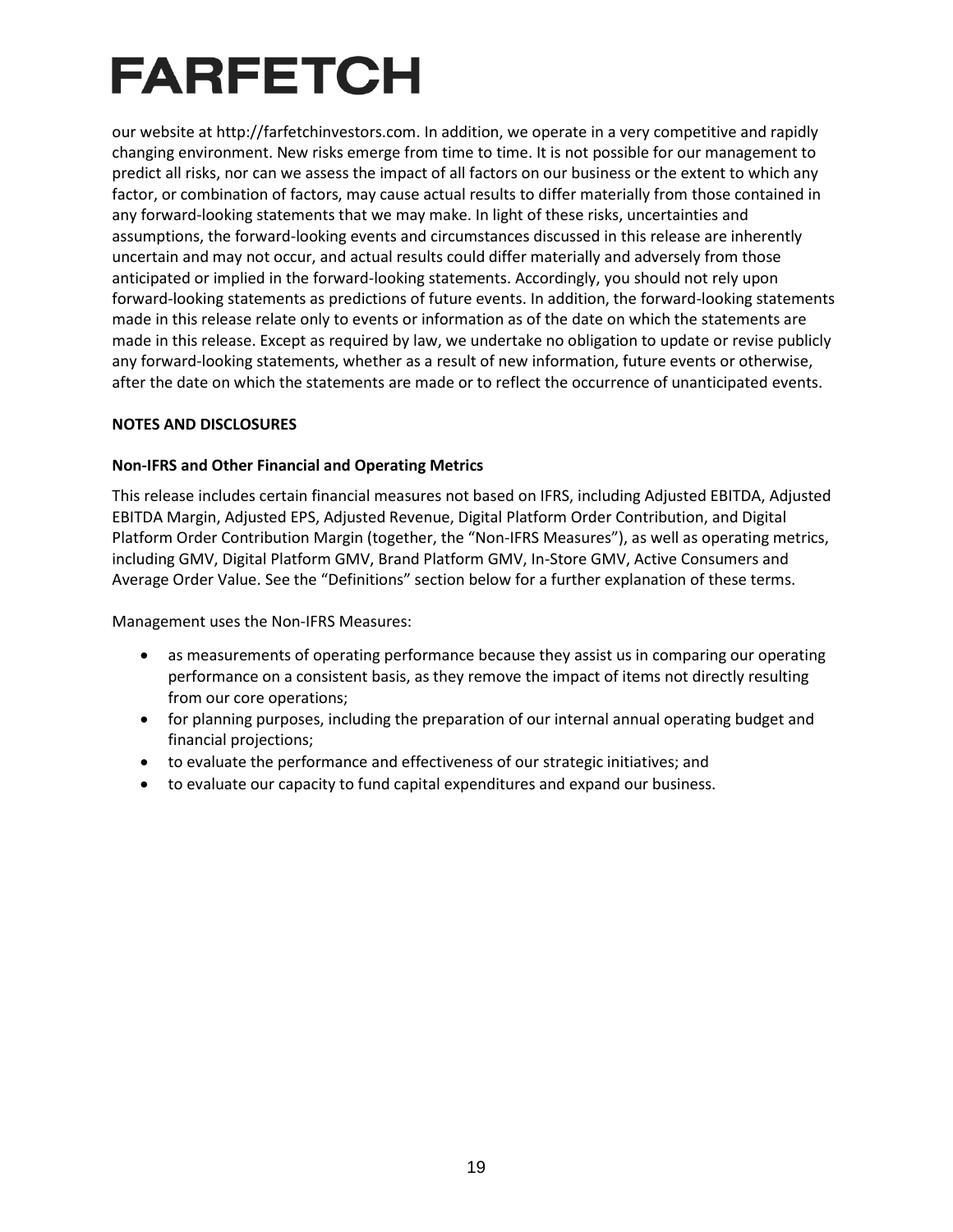our website at http://farfetchinvestors.com. In addition, we operate in a very competitive and rapidly changing environment. New risks emerge from time to time. It is not possible for our management to predict all risks, nor can we assess the impact of all factors on our business or the extent to which any factor, or combination of factors, may cause actual results to differ materially from those contained in any forward-looking statements that we may make. In light of these risks, uncertainties and assumptions, the forward-looking events and circumstances discussed in this release are inherently uncertain and may not occur, and actual results could differ materially and adversely from those anticipated or implied in the forward-looking statements. Accordingly, you should not rely upon forward-looking statements as predictions of future events. In addition, the forward-looking statements made in this release relate only to events or information as of the date on which the statements are made in this release. Except as required by law, we undertake no obligation to update or revise publicly any forward-looking statements, whether as a result of new information, future events or otherwise, after the date on which the statements are made or to reflect the occurrence of unanticipated events.

**NOTES AND DISCLOSURES**

**Non-IFRS and Other Financial and Operating Metrics**

This release includes certain financial measures not based on IFRS, including Adjusted EBITDA, Adjusted EBITDA Margin, Adjusted EPS, Adjusted Revenue, Digital Platform Order Contribution, and Digital Platform Order Contribution Margin (together, the "Non-IFRS Measures"), as well as operating metrics, including GMV, Digital Platform GMV, Brand Platform GMV, In-Store GMV, Active Consumers and Average Order Value. See the "Definitions" section below for a further explanation of these terms.

Management uses the Non-IFRS Measures:

- as measurements of operating performance because they assist us in comparing our operating performance on a consistent basis, as they remove the impact of items not directly resulting from our core operations;
- for planning purposes, including the preparation of our internal annual operating budget and financial projections;
- to evaluate the performance and effectiveness of our strategic initiatives; and
- to evaluate our capacity to fund capital expenditures and expand our business.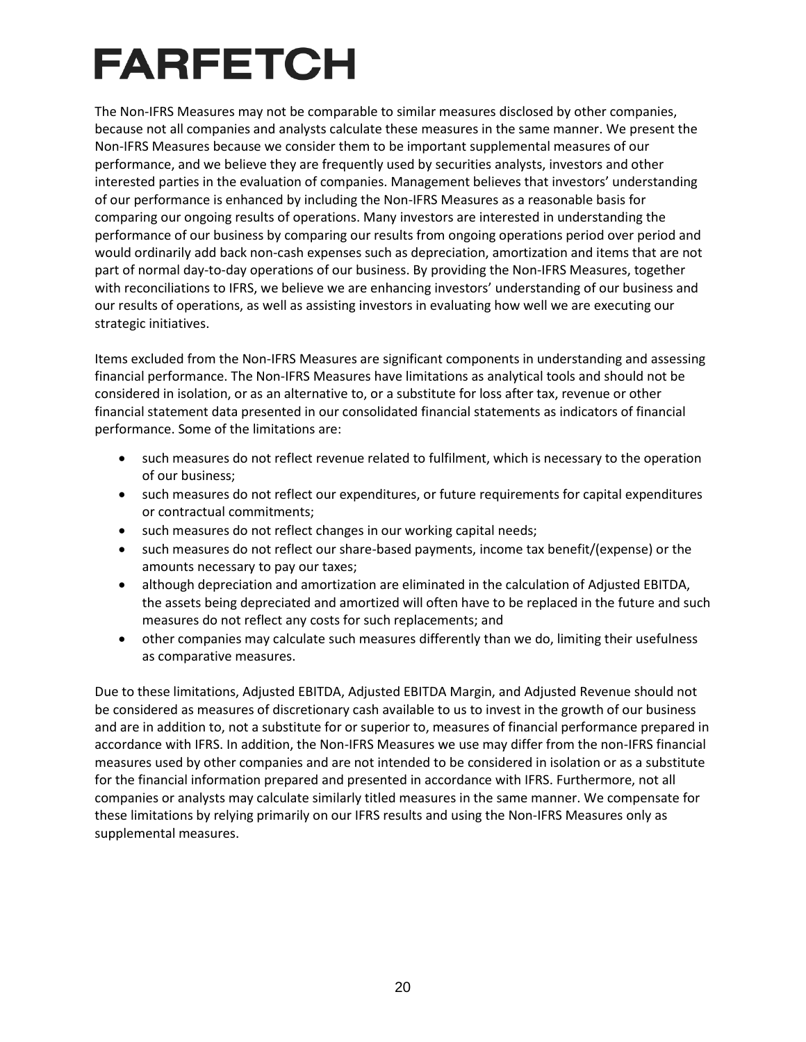The Non-IFRS Measures may not be comparable to similar measures disclosed by other companies, because not all companies and analysts calculate these measures in the same manner. We present the Non-IFRS Measures because we consider them to be important supplemental measures of our performance, and we believe they are frequently used by securities analysts, investors and other interested parties in the evaluation of companies. Management believes that investors' understanding of our performance is enhanced by including the Non-IFRS Measures as a reasonable basis for comparing our ongoing results of operations. Many investors are interested in understanding the performance of our business by comparing our results from ongoing operations period over period and would ordinarily add back non-cash expenses such as depreciation, amortization and items that are not part of normal day-to-day operations of our business. By providing the Non-IFRS Measures, together with reconciliations to IFRS, we believe we are enhancing investors' understanding of our business and our results of operations, as well as assisting investors in evaluating how well we are executing our strategic initiatives.

Items excluded from the Non-IFRS Measures are significant components in understanding and assessing financial performance. The Non-IFRS Measures have limitations as analytical tools and should not be considered in isolation, or as an alternative to, or a substitute for loss after tax, revenue or other financial statement data presented in our consolidated financial statements as indicators of financial performance. Some of the limitations are:

- such measures do not reflect revenue related to fulfilment, which is necessary to the operation of our business;
- such measures do not reflect our expenditures, or future requirements for capital expenditures or contractual commitments;
- such measures do not reflect changes in our working capital needs;
- such measures do not reflect our share-based payments, income tax benefit/(expense) or the amounts necessary to pay our taxes;
- although depreciation and amortization are eliminated in the calculation of Adjusted EBITDA, the assets being depreciated and amortized will often have to be replaced in the future and such measures do not reflect any costs for such replacements; and
- other companies may calculate such measures differently than we do, limiting their usefulness as comparative measures.

Due to these limitations, Adjusted EBITDA, Adjusted EBITDA Margin, and Adjusted Revenue should not be considered as measures of discretionary cash available to us to invest in the growth of our business and are in addition to, not a substitute for or superior to, measures of financial performance prepared in accordance with IFRS. In addition, the Non-IFRS Measures we use may differ from the non-IFRS financial measures used by other companies and are not intended to be considered in isolation or as a substitute for the financial information prepared and presented in accordance with IFRS. Furthermore, not all companies or analysts may calculate similarly titled measures in the same manner. We compensate for these limitations by relying primarily on our IFRS results and using the Non-IFRS Measures only as supplemental measures.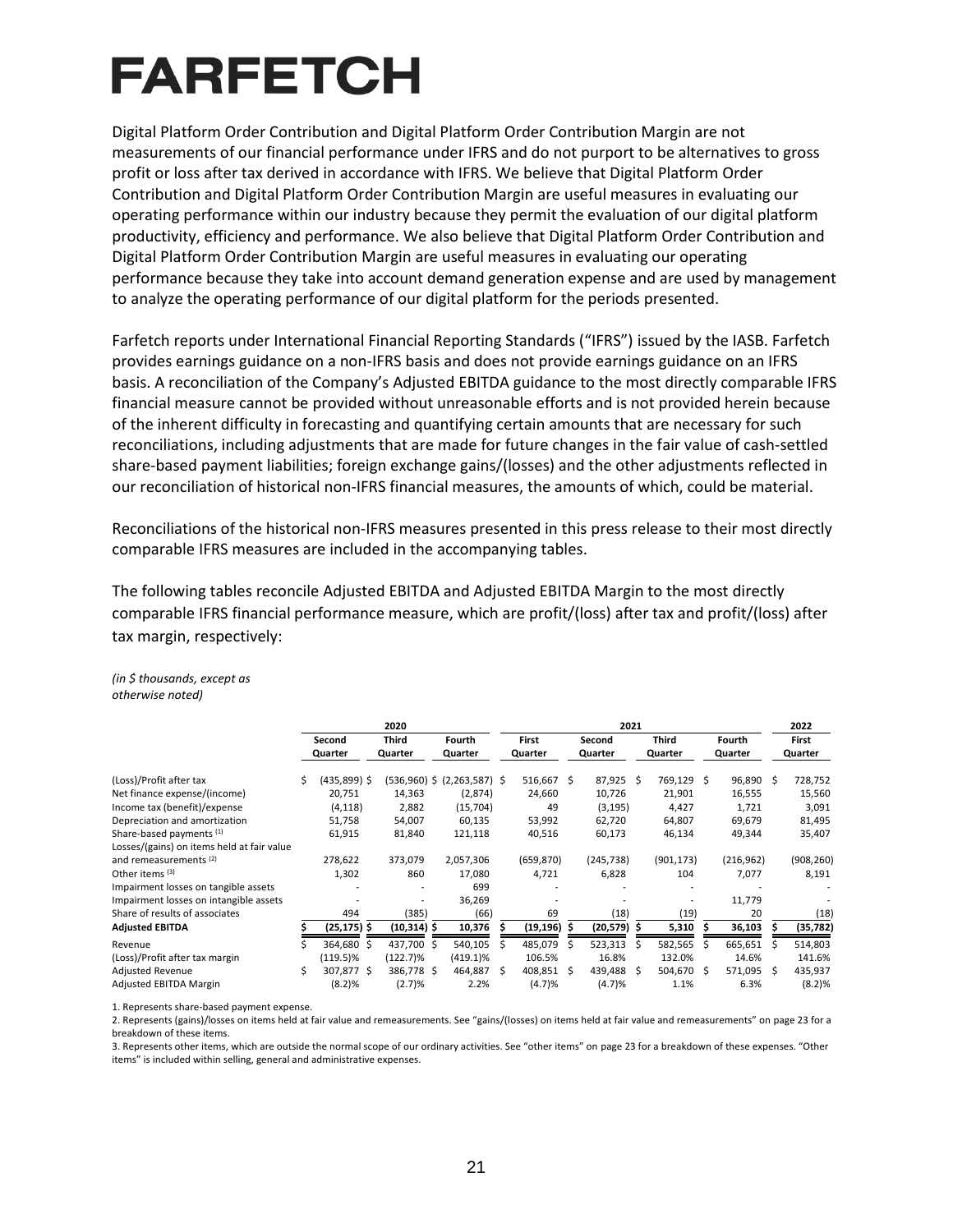# FARFETCH

Digital Platform Order Contribution and Digital Platform Order Contribution Margin are not measurements of our financial performance under IFRS and do not purport to be alternatives to gross profit or loss after tax derived in accordance with IFRS. We believe that Digital Platform Order Contribution and Digital Platform Order Contribution Margin are useful measures in evaluating our operating performance within our industry because they permit the evaluation of our digital platform productivity, efficiency and performance. We also believe that Digital Platform Order Contribution and Digital Platform Order Contribution Margin are useful measures in evaluating our operating performance because they take into account demand generation expense and are used by management to analyze the operating performance of our digital platform for the periods presented.

Farfetch reports under International Financial Reporting Standards ("IFRS") issued by the IASB. Farfetch provides earnings guidance on a non-IFRS basis and does not provide earnings guidance on an IFRS basis. A reconciliation of the Company's Adjusted EBITDA guidance to the most directly comparable IFRS financial measure cannot be provided without unreasonable efforts and is not provided herein because of the inherent difficulty in forecasting and quantifying certain amounts that are necessary for such reconciliations, including adjustments that are made for future changes in the fair value of cash-settled share-based payment liabilities; foreign exchange gains/(losses) and the other adjustments reflected in our reconciliation of historical non-IFRS financial measures, the amounts of which, could be material.

Reconciliations of the historical non-IFRS measures presented in this press release to their most directly comparable IFRS measures are included in the accompanying tables.

The following tables reconcile Adjusted EBITDA and Adjusted EBITDA Margin to the most directly comparable IFRS financial performance measure, which are profit/(loss) after tax and profit/(loss) after tax margin, respectively:

*(in $ thousands, except as otherwise noted)*

| | 2020 | | | 2021 | | | | 2022 |
|---|---|---|---|---|---|---|---|---|
| | Second Quarter | Third Quarter | Fourth Quarter | First Quarter | Second Quarter | Third Quarter | Fourth Quarter | First Quarter |
| (Loss)/Profit after tax | $ (435,899) | $ (536,960) | $ (2,263,587) | $ 516,667 | $ 87,925 | $ 769,129 | $ 96,890 | $ 728,752 |
| Net finance expense/(income) | 20,751 | 14,363 | (2,874) | 24,660 | 10,726 | 21,901 | 16,555 | 15,560 |
| Income tax (benefit)/expense | (4,118) | 2,882 | (15,704) | 49 | (3,195) | 4,427 | 1,721 | 3,091 |
| Depreciation and amortization | 51,758 | 54,007 | 60,135 | 53,992 | 62,720 | 64,807 | 69,679 | 81,495 |
| Share-based payments [1] | 61,915 | 81,840 | 121,118 | 40,516 | 60,173 | 46,134 | 49,344 | 35,407 |
| Losses/(gains) on items held at fair value and remeasurements [2] | 278,622 | 373,079 | 2,057,306 | (659,870) | (245,738) | (901,173) | (216,962) | (908,260) |
| Other items [3] | 1,302 | 860 | 17,080 | 4,721 | 6,828 | 104 | 7,077 | 8,191 |
| Impairment losses on tangible assets | - | - | 699 | - | - | - | - | - |
| Impairment losses on intangible assets | - | - | 36,269 | - | - | - | 11,779 | - |
| Share of results of associates | 494 | (385) | (66) | 69 | (18) | (19) | 20 | (18) |
| **Adjusted EBITDA** | **$ (25,175)** | **$ (10,314)** | **$ 10,376** | **$ (19,196)** | **$ (20,579)** | **$ 5,310** | **$ 36,103** | **$ (35,782)** |
| Revenue | $ 364,680 | $ 437,700 | $ 540,105 | $ 485,079 | $ 523,313 | $ 582,565 | $ 665,651 | $ 514,803 |
| (Loss)/Profit after tax margin | (119.5)% | (122.7)% | (419.1)% | 106.5% | 16.8% | 132.0% | 14.6% | 141.6% |
| Adjusted Revenue | $ 307,877 | $ 386,778 | $ 464,887 | $ 408,851 | $ 439,488 | $ 504,670 | $ 571,095 | $ 435,937 |
| Adjusted EBITDA Margin | (8.2)% | (2.7)% | 2.2% | (4.7)% | (4.7)% | 1.1% | 6.3% | (8.2)% |

1. Represents share-based payment expense.
2. Represents (gains)/losses on items held at fair value and remeasurements. See "gains/(losses) on items held at fair value and remeasurements" on page 23 for a breakdown of these items.
3. Represents other items, which are outside the normal scope of our ordinary activities. See "other items" on page 23 for a breakdown of these expenses. "Other items" is included within selling, general and administrative expenses.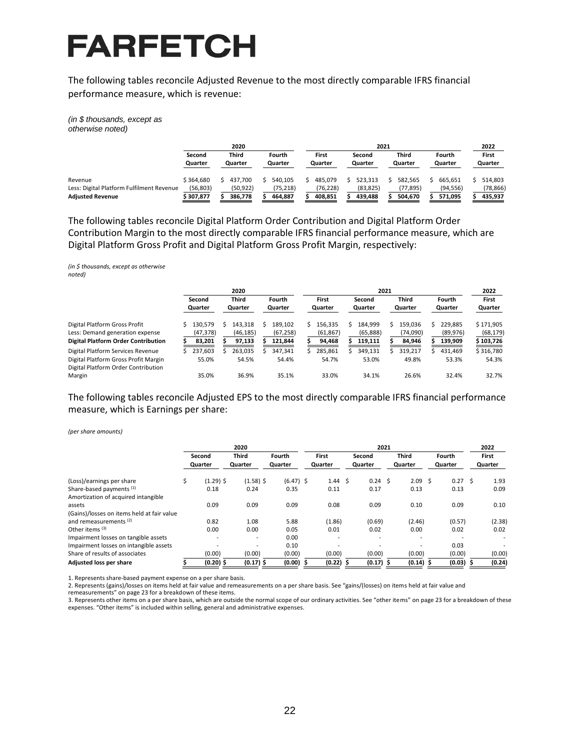# FARFETCH

The following tables reconcile Adjusted Revenue to the most directly comparable IFRS financial performance measure, which is revenue:

*(in $ thousands, except as otherwise noted)*

| | 2020 | | | 2021 | | | | 2022 |
|---|---|---|---|---|---|---|---|---|
| | Second Quarter | Third Quarter | Fourth Quarter | First Quarter | Second Quarter | Third Quarter | Fourth Quarter | First Quarter |
| Revenue | $ 364,680 | $ 437,700 | $ 540,105 | $ 485,079 | $ 523,313 | $ 582,565 | $ 665,651 | $ 514,803 |
| Less: Digital Platform Fulfilment Revenue | (56,803) | (50,922) | (75,218) | (76,228) | (83,825) | (77,895) | (94,556) | (78,866) |
| **Adjusted Revenue** | **$ 307,877** | **$ 386,778** | **$ 464,887** | **$ 408,851** | **$ 439,488** | **$ 504,670** | **$ 571,095** | **$ 435,937** |

The following tables reconcile Digital Platform Order Contribution and Digital Platform Order Contribution Margin to the most directly comparable IFRS financial performance measure, which are Digital Platform Gross Profit and Digital Platform Gross Profit Margin, respectively:

*(in $ thousands, except as otherwise noted)*

| | 2020 | | | 2021 | | | | 2022 |
|---|---|---|---|---|---|---|---|---|
| | Second Quarter | Third Quarter | Fourth Quarter | First Quarter | Second Quarter | Third Quarter | Fourth Quarter | First Quarter |
| Digital Platform Gross Profit | $ 130,579 | $ 143,318 | $ 189,102 | $ 156,335 | $ 184,999 | $ 159,036 | $ 229,885 | $ 171,905 |
| Less: Demand generation expense | (47,378) | (46,185) | (67,258) | (61,867) | (65,888) | (74,090) | (89,976) | (68,179) |
| **Digital Platform Order Contribution** | **$ 83,201** | **$ 97,133** | **$ 121,844** | **$ 94,468** | **$ 119,111** | **$ 84,946** | **$ 139,909** | **$ 103,726** |
| Digital Platform Services Revenue | $ 237,603 | $ 263,035 | $ 347,341 | $ 285,861 | $ 349,131 | $ 319,217 | $ 431,469 | $ 316,780 |
| Digital Platform Gross Profit Margin | 55.0% | 54.5% | 54.4% | 54.7% | 53.0% | 49.8% | 53.3% | 54.3% |
| Digital Platform Order Contribution Margin | 35.0% | 36.9% | 35.1% | 33.0% | 34.1% | 26.6% | 32.4% | 32.7% |

The following tables reconcile Adjusted EPS to the most directly comparable IFRS financial performance measure, which is Earnings per share:

*(per share amounts)*

| | 2020 | | | 2021 | | | | 2022 |
|---|---|---|---|---|---|---|---|---|
| | Second Quarter | Third Quarter | Fourth Quarter | First Quarter | Second Quarter | Third Quarter | Fourth Quarter | First Quarter |
| (Loss)/earnings per share | $ (1.29) | $ (1.58) | $ (6.47) | $ 1.44 | $ 0.24 | $ 2.09 | $ 0.27 | $ 1.93 |
| Share-based payments [(1)] | 0.18 | 0.24 | 0.35 | 0.11 | 0.17 | 0.13 | 0.13 | 0.09 |
| Amortization of acquired intangible assets | 0.09 | 0.09 | 0.09 | 0.08 | 0.09 | 0.10 | 0.09 | 0.10 |
| (Gains)/losses on items held at fair value and remeasurements [(2)] | 0.82 | 1.08 | 5.88 | (1.86) | (0.69) | (2.46) | (0.57) | (2.38) |
| Other items [(3)] | 0.00 | 0.00 | 0.05 | 0.01 | 0.02 | 0.00 | 0.02 | 0.02 |
| Impairment losses on tangible assets | - | - | 0.00 | - | - | - | - | - |
| Impairment losses on intangible assets | - | - | 0.10 | - | - | - | 0.03 | - |
| Share of results of associates | (0.00) | (0.00) | (0.00) | (0.00) | (0.00) | (0.00) | (0.00) | (0.00) |
| **Adjusted loss per share** | **$ (0.20)** | **$ (0.17)** | **$ (0.00)** | **$ (0.22)** | **$ (0.17)** | **$ (0.14)** | **$ (0.03)** | **$ (0.24)** |

1. Represents share-based payment expense on a per share basis.
2. Represents (gains)/losses on items held at fair value and remeasurements on a per share basis. See "gains/(losses) on items held at fair value and remeasurements" on page 23 for a breakdown of these items.
3. Represents other items on a per share basis, which are outside the normal scope of our ordinary activities. See "other items" on page 23 for a breakdown of these expenses. "Other items" is included within selling, general and administrative expenses.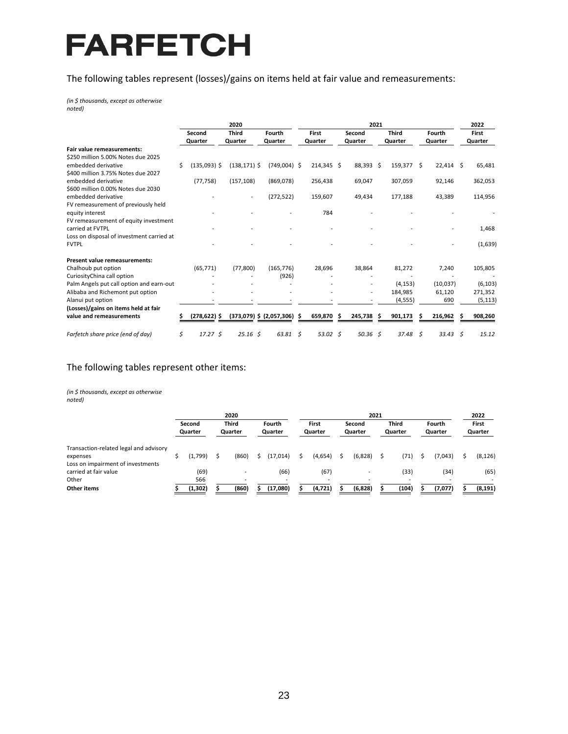# FARFETCH

The following tables represent (losses)/gains on items held at fair value and remeasurements:

*(in $ thousands, except as otherwise noted)*

| | 2020 | | | 2021 | | | | 2022 |
|---|---|---|---|---|---|---|---|---|
| | Second Quarter | Third Quarter | Fourth Quarter | First Quarter | Second Quarter | Third Quarter | Fourth Quarter | First Quarter |
| **Fair value remeasurements:** | | | | | | | | |
| $250 million 5.00% Notes due 2025 embedded derivative | $ (135,093) | $ (138,171) | $ (749,004) | $ 214,345 | $ 88,393 | $ 159,377 | $ 22,414 | $ 65,481 |
| $400 million 3.75% Notes due 2027 embedded derivative | (77,758) | (157,108) | (869,078) | 256,438 | 69,047 | 307,059 | 92,146 | 362,053 |
| $600 million 0.00% Notes due 2030 embedded derivative | - | - | (272,522) | 159,607 | 49,434 | 177,188 | 43,389 | 114,956 |
| FV remeasurement of previously held equity interest | - | - | - | 784 | - | - | - | - |
| FV remeasurement of equity investment carried at FVTPL | - | - | - | - | - | - | - | 1,468 |
| Loss on disposal of investment carried at FVTPL | - | - | - | - | - | - | - | (1,639) |
| **Present value remeasurements:** | | | | | | | | |
| Chalhoub put option | (65,771) | (77,800) | (165,776) | 28,696 | 38,864 | 81,272 | 7,240 | 105,805 |
| CuriosityChina call option | - | - | (926) | - | - | - | - | - |
| Palm Angels put call option and earn-out | - | - | - | - | - | (4,153) | (10,037) | (6,103) |
| Alibaba and Richemont put option | - | - | - | - | - | 184,985 | 61,120 | 271,352 |
| Alanui put option | - | - | - | - | - | (4,555) | 690 | (5,113) |
| **(Losses)/gains on items held at fair value and remeasurements** | **$ (278,622)** | **$ (373,079)** | **$ (2,057,306)** | **$ 659,870** | **$ 245,738** | **$ 901,173** | **$ 216,962** | **$ 908,260** |
| *Farfetch share price (end of day)* | *$ 17.27* | *$ 25.16* | *$ 63.81* | *$ 53.02* | *$ 50.36* | *$ 37.48* | *$ 33.43* | *$ 15.12* |

The following tables represent other items:

*(in $ thousands, except as otherwise noted)*

| | 2020 | | | 2021 | | | | 2022 |
|---|---|---|---|---|---|---|---|---|
| | Second Quarter | Third Quarter | Fourth Quarter | First Quarter | Second Quarter | Third Quarter | Fourth Quarter | First Quarter |
| Transaction-related legal and advisory expenses | $ (1,799) | $ (860) | $ (17,014) | $ (4,654) | $ (6,828) | $ (71) | $ (7,043) | $ (8,126) |
| Loss on impairment of investments carried at fair value | (69) | - | (66) | (67) | - | (33) | (34) | (65) |
| Other | 566 | - | - | - | - | - | - | - |
| **Other items** | **$ (1,302)** | **$ (860)** | **$ (17,080)** | **$ (4,721)** | **$ (6,828)** | **$ (104)** | **$ (7,077)** | **$ (8,191)** |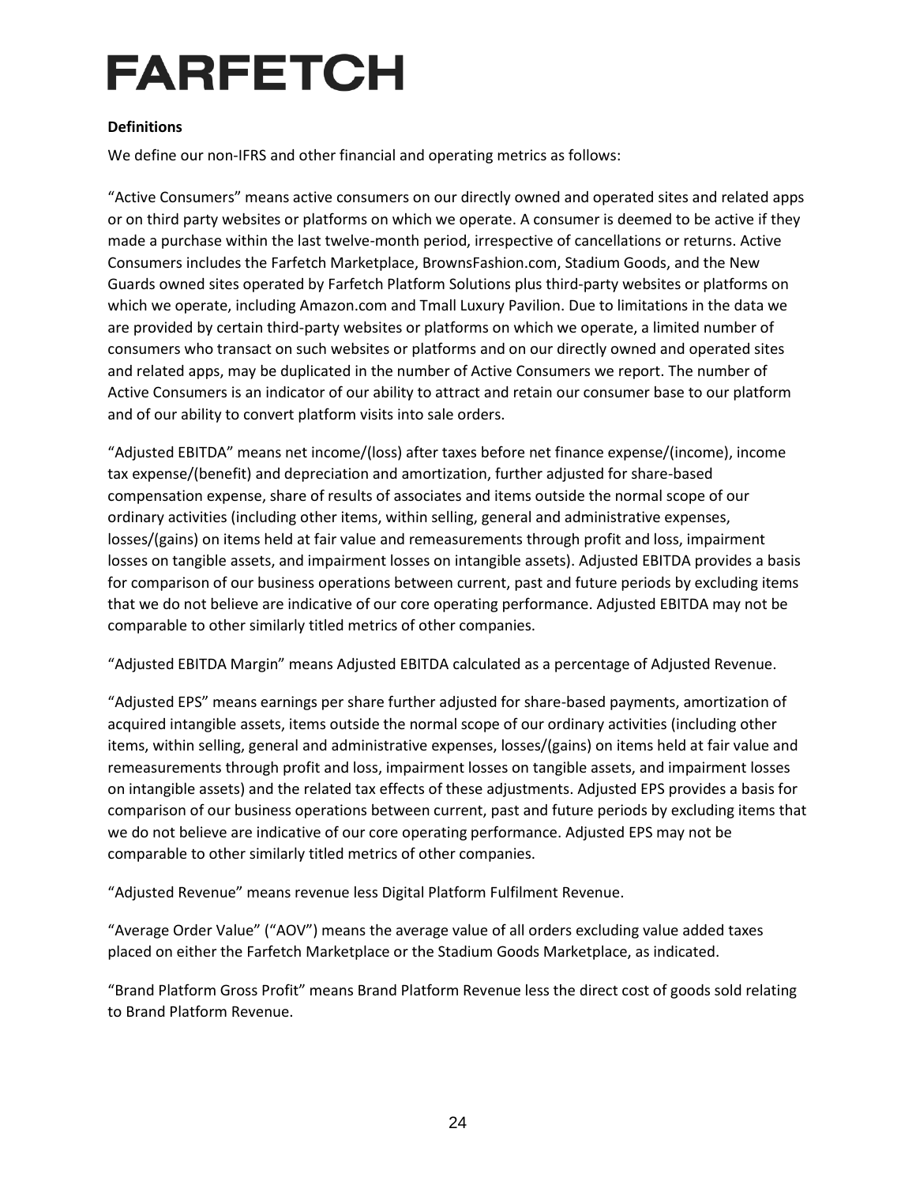# FARFETCH

**Definitions**

We define our non-IFRS and other financial and operating metrics as follows:

"Active Consumers" means active consumers on our directly owned and operated sites and related apps or on third party websites or platforms on which we operate. A consumer is deemed to be active if they made a purchase within the last twelve-month period, irrespective of cancellations or returns. Active Consumers includes the Farfetch Marketplace, BrownsFashion.com, Stadium Goods, and the New Guards owned sites operated by Farfetch Platform Solutions plus third-party websites or platforms on which we operate, including Amazon.com and Tmall Luxury Pavilion. Due to limitations in the data we are provided by certain third-party websites or platforms on which we operate, a limited number of consumers who transact on such websites or platforms and on our directly owned and operated sites and related apps, may be duplicated in the number of Active Consumers we report. The number of Active Consumers is an indicator of our ability to attract and retain our consumer base to our platform and of our ability to convert platform visits into sale orders.

"Adjusted EBITDA" means net income/(loss) after taxes before net finance expense/(income), income tax expense/(benefit) and depreciation and amortization, further adjusted for share-based compensation expense, share of results of associates and items outside the normal scope of our ordinary activities (including other items, within selling, general and administrative expenses, losses/(gains) on items held at fair value and remeasurements through profit and loss, impairment losses on tangible assets, and impairment losses on intangible assets). Adjusted EBITDA provides a basis for comparison of our business operations between current, past and future periods by excluding items that we do not believe are indicative of our core operating performance. Adjusted EBITDA may not be comparable to other similarly titled metrics of other companies.

"Adjusted EBITDA Margin" means Adjusted EBITDA calculated as a percentage of Adjusted Revenue.

"Adjusted EPS" means earnings per share further adjusted for share-based payments, amortization of acquired intangible assets, items outside the normal scope of our ordinary activities (including other items, within selling, general and administrative expenses, losses/(gains) on items held at fair value and remeasurements through profit and loss, impairment losses on tangible assets, and impairment losses on intangible assets) and the related tax effects of these adjustments. Adjusted EPS provides a basis for comparison of our business operations between current, past and future periods by excluding items that we do not believe are indicative of our core operating performance. Adjusted EPS may not be comparable to other similarly titled metrics of other companies.

"Adjusted Revenue" means revenue less Digital Platform Fulfilment Revenue.

"Average Order Value" ("AOV") means the average value of all orders excluding value added taxes placed on either the Farfetch Marketplace or the Stadium Goods Marketplace, as indicated.

"Brand Platform Gross Profit" means Brand Platform Revenue less the direct cost of goods sold relating to Brand Platform Revenue.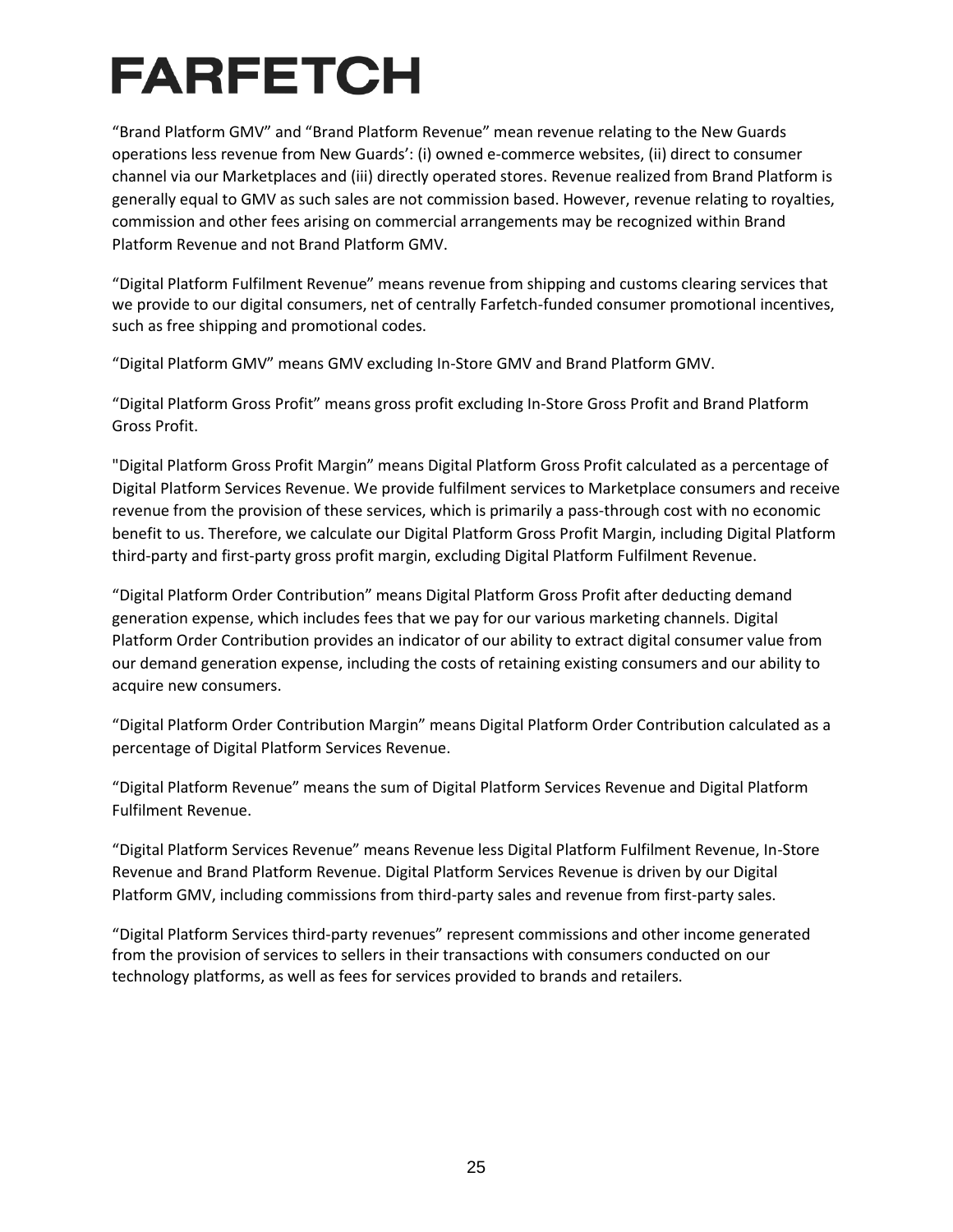# FARFETCH

"Brand Platform GMV" and "Brand Platform Revenue" mean revenue relating to the New Guards operations less revenue from New Guards': (i) owned e-commerce websites, (ii) direct to consumer channel via our Marketplaces and (iii) directly operated stores. Revenue realized from Brand Platform is generally equal to GMV as such sales are not commission based. However, revenue relating to royalties, commission and other fees arising on commercial arrangements may be recognized within Brand Platform Revenue and not Brand Platform GMV.

"Digital Platform Fulfilment Revenue" means revenue from shipping and customs clearing services that we provide to our digital consumers, net of centrally Farfetch-funded consumer promotional incentives, such as free shipping and promotional codes.

"Digital Platform GMV" means GMV excluding In-Store GMV and Brand Platform GMV.

"Digital Platform Gross Profit" means gross profit excluding In-Store Gross Profit and Brand Platform Gross Profit.

"Digital Platform Gross Profit Margin" means Digital Platform Gross Profit calculated as a percentage of Digital Platform Services Revenue. We provide fulfilment services to Marketplace consumers and receive revenue from the provision of these services, which is primarily a pass-through cost with no economic benefit to us. Therefore, we calculate our Digital Platform Gross Profit Margin, including Digital Platform third-party and first-party gross profit margin, excluding Digital Platform Fulfilment Revenue.

"Digital Platform Order Contribution" means Digital Platform Gross Profit after deducting demand generation expense, which includes fees that we pay for our various marketing channels. Digital Platform Order Contribution provides an indicator of our ability to extract digital consumer value from our demand generation expense, including the costs of retaining existing consumers and our ability to acquire new consumers.

"Digital Platform Order Contribution Margin" means Digital Platform Order Contribution calculated as a percentage of Digital Platform Services Revenue.

"Digital Platform Revenue" means the sum of Digital Platform Services Revenue and Digital Platform Fulfilment Revenue.

"Digital Platform Services Revenue" means Revenue less Digital Platform Fulfilment Revenue, In-Store Revenue and Brand Platform Revenue. Digital Platform Services Revenue is driven by our Digital Platform GMV, including commissions from third-party sales and revenue from first-party sales.

"Digital Platform Services third-party revenues" represent commissions and other income generated from the provision of services to sellers in their transactions with consumers conducted on our technology platforms, as well as fees for services provided to brands and retailers.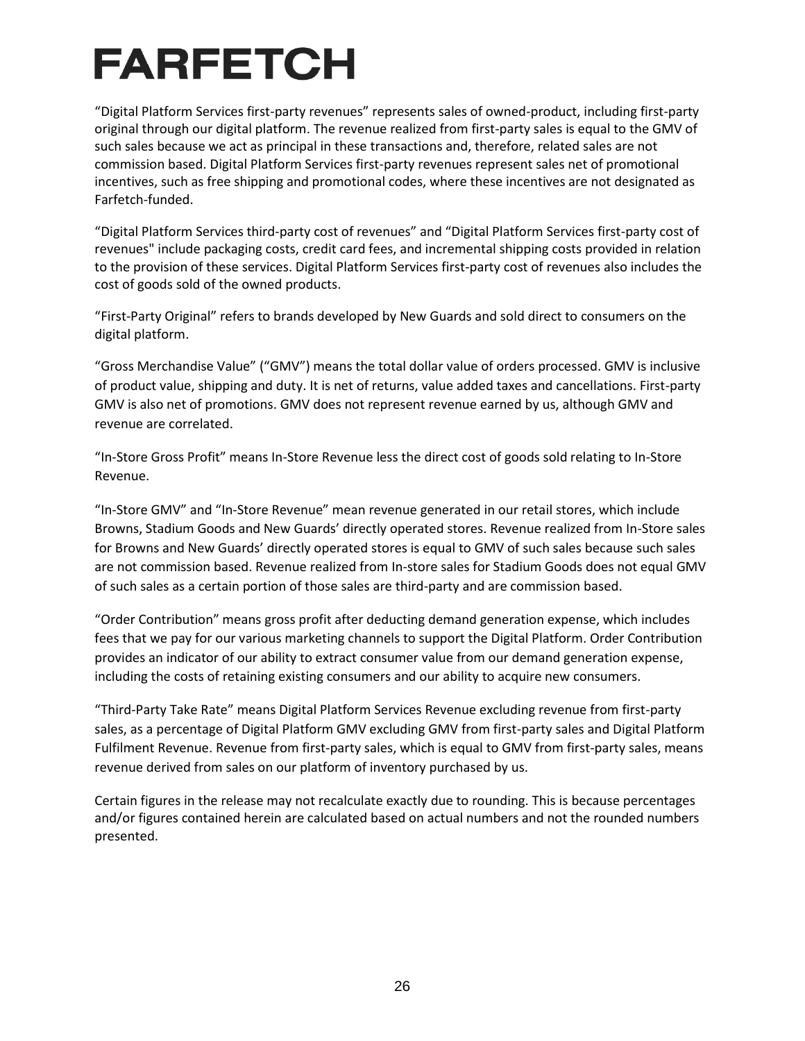“Digital Platform Services first-party revenues” represents sales of owned-product, including first-party original through our digital platform. The revenue realized from first-party sales is equal to the GMV of such sales because we act as principal in these transactions and, therefore, related sales are not commission based. Digital Platform Services first-party revenues represent sales net of promotional incentives, such as free shipping and promotional codes, where these incentives are not designated as Farfetch-funded.

“Digital Platform Services third-party cost of revenues” and “Digital Platform Services first-party cost of revenues" include packaging costs, credit card fees, and incremental shipping costs provided in relation to the provision of these services. Digital Platform Services first-party cost of revenues also includes the cost of goods sold of the owned products.

“First-Party Original” refers to brands developed by New Guards and sold direct to consumers on the digital platform.

“Gross Merchandise Value” (“GMV”) means the total dollar value of orders processed. GMV is inclusive of product value, shipping and duty. It is net of returns, value added taxes and cancellations. First-party GMV is also net of promotions. GMV does not represent revenue earned by us, although GMV and revenue are correlated.

“In-Store Gross Profit” means In-Store Revenue less the direct cost of goods sold relating to In-Store Revenue.

“In-Store GMV” and “In-Store Revenue” mean revenue generated in our retail stores, which include Browns, Stadium Goods and New Guards’ directly operated stores. Revenue realized from In-Store sales for Browns and New Guards’ directly operated stores is equal to GMV of such sales because such sales are not commission based. Revenue realized from In-store sales for Stadium Goods does not equal GMV of such sales as a certain portion of those sales are third-party and are commission based.

“Order Contribution” means gross profit after deducting demand generation expense, which includes fees that we pay for our various marketing channels to support the Digital Platform. Order Contribution provides an indicator of our ability to extract consumer value from our demand generation expense, including the costs of retaining existing consumers and our ability to acquire new consumers.

“Third-Party Take Rate” means Digital Platform Services Revenue excluding revenue from first-party sales, as a percentage of Digital Platform GMV excluding GMV from first-party sales and Digital Platform Fulfilment Revenue. Revenue from first-party sales, which is equal to GMV from first-party sales, means revenue derived from sales on our platform of inventory purchased by us.

Certain figures in the release may not recalculate exactly due to rounding. This is because percentages and/or figures contained herein are calculated based on actual numbers and not the rounded numbers presented.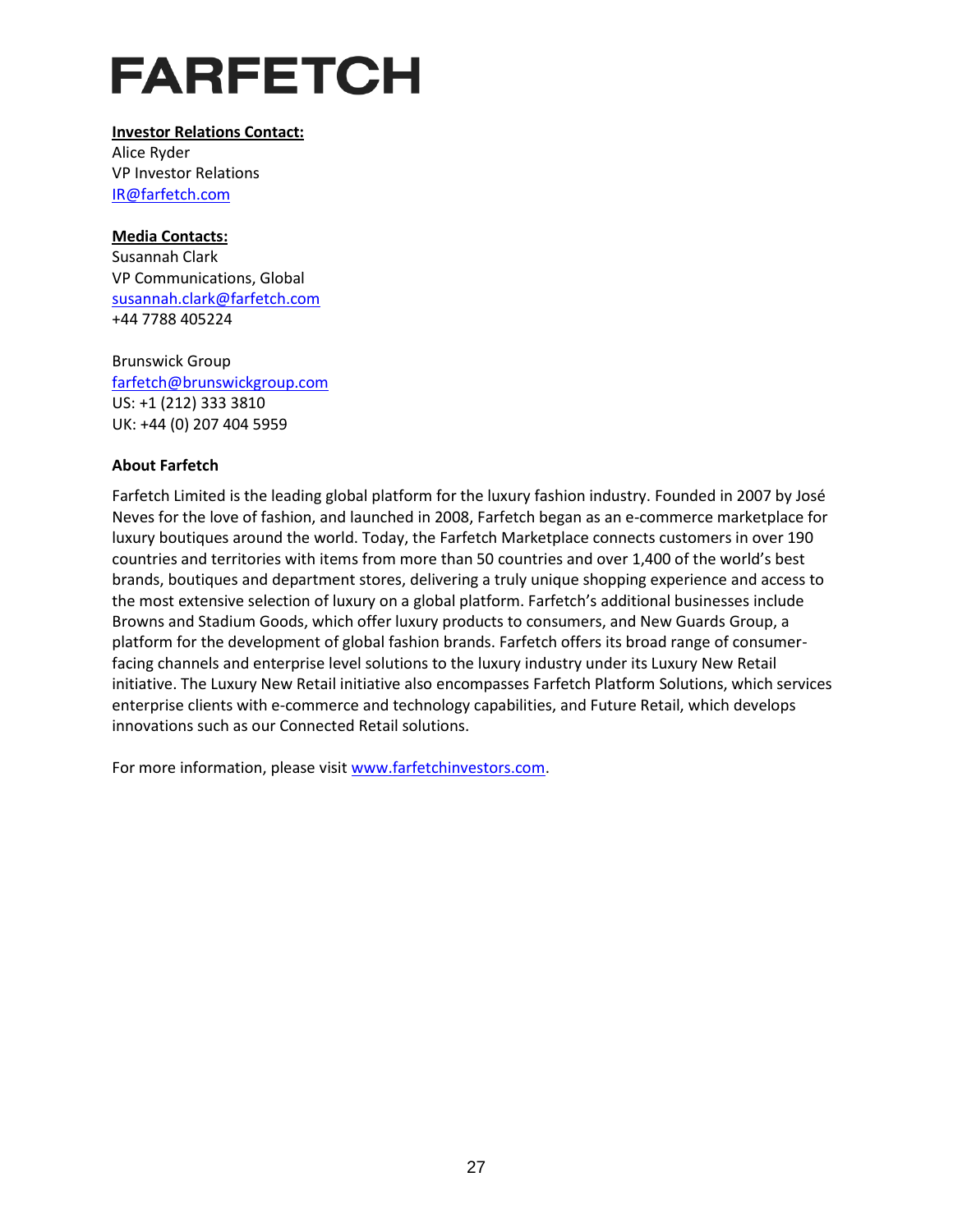# FARFETCH

**Investor Relations Contact:**
Alice Ryder
VP Investor Relations
IR@farfetch.com

**Media Contacts:**
Susannah Clark
VP Communications, Global
susannah.clark@farfetch.com
+44 7788 405224

Brunswick Group
farfetch@brunswickgroup.com
US: +1 (212) 333 3810
UK: +44 (0) 207 404 5959

**About Farfetch**

Farfetch Limited is the leading global platform for the luxury fashion industry. Founded in 2007 by José Neves for the love of fashion, and launched in 2008, Farfetch began as an e-commerce marketplace for luxury boutiques around the world. Today, the Farfetch Marketplace connects customers in over 190 countries and territories with items from more than 50 countries and over 1,400 of the world's best brands, boutiques and department stores, delivering a truly unique shopping experience and access to the most extensive selection of luxury on a global platform. Farfetch's additional businesses include Browns and Stadium Goods, which offer luxury products to consumers, and New Guards Group, a platform for the development of global fashion brands. Farfetch offers its broad range of consumer-facing channels and enterprise level solutions to the luxury industry under its Luxury New Retail initiative. The Luxury New Retail initiative also encompasses Farfetch Platform Solutions, which services enterprise clients with e-commerce and technology capabilities, and Future Retail, which develops innovations such as our Connected Retail solutions.

For more information, please visit www.farfetchinvestors.com.